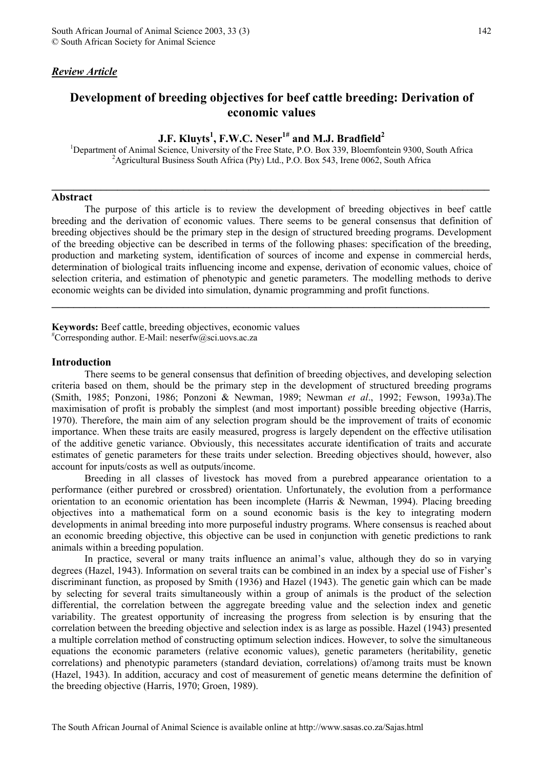*Review Article*

# Development of breeding objectives for beef cattle breeding: Derivation of economic values

**J.F. Kluyts[1], F.W.C. Neser[1#] and M.J. Bradfield[2]**

[1]Department of Animal Science, University of the Free State, P.O. Box 339, Bloemfontein 9300, South Africa
[2]Agricultural Business South Africa (Pty) Ltd., P.O. Box 543, Irene 0062, South Africa

## Abstract

The purpose of this article is to review the development of breeding objectives in beef cattle breeding and the derivation of economic values. There seems to be general consensus that definition of breeding objectives should be the primary step in the design of structured breeding programs. Development of the breeding objective can be described in terms of the following phases: specification of the breeding, production and marketing system, identification of sources of income and expense in commercial herds, determination of biological traits influencing income and expense, derivation of economic values, choice of selection criteria, and estimation of phenotypic and genetic parameters. The modelling methods to derive economic weights can be divided into simulation, dynamic programming and profit functions.

**Keywords:** Beef cattle, breeding objectives, economic values
[#]Corresponding author. E-Mail: neserfw@sci.uovs.ac.za

## Introduction

There seems to be general consensus that definition of breeding objectives, and developing selection criteria based on them, should be the primary step in the development of structured breeding programs (Smith, 1985; Ponzoni, 1986; Ponzoni & Newman, 1989; Newman *et al*., 1992; Fewson, 1993a).The maximisation of profit is probably the simplest (and most important) possible breeding objective (Harris, 1970). Therefore, the main aim of any selection program should be the improvement of traits of economic importance. When these traits are easily measured, progress is largely dependent on the effective utilisation of the additive genetic variance. Obviously, this necessitates accurate identification of traits and accurate estimates of genetic parameters for these traits under selection. Breeding objectives should, however, also account for inputs/costs as well as outputs/income.

Breeding in all classes of livestock has moved from a purebred appearance orientation to a performance (either purebred or crossbred) orientation. Unfortunately, the evolution from a performance orientation to an economic orientation has been incomplete (Harris & Newman, 1994). Placing breeding objectives into a mathematical form on a sound economic basis is the key to integrating modern developments in animal breeding into more purposeful industry programs. Where consensus is reached about an economic breeding objective, this objective can be used in conjunction with genetic predictions to rank animals within a breeding population.

In practice, several or many traits influence an animal's value, although they do so in varying degrees (Hazel, 1943). Information on several traits can be combined in an index by a special use of Fisher's discriminant function, as proposed by Smith (1936) and Hazel (1943). The genetic gain which can be made by selecting for several traits simultaneously within a group of animals is the product of the selection differential, the correlation between the aggregate breeding value and the selection index and genetic variability. The greatest opportunity of increasing the progress from selection is by ensuring that the correlation between the breeding objective and selection index is as large as possible. Hazel (1943) presented a multiple correlation method of constructing optimum selection indices. However, to solve the simultaneous equations the economic parameters (relative economic values), genetic parameters (heritability, genetic correlations) and phenotypic parameters (standard deviation, correlations) of/among traits must be known (Hazel, 1943). In addition, accuracy and cost of measurement of genetic means determine the definition of the breeding objective (Harris, 1970; Groen, 1989).

The South African Journal of Animal Science is available online at http://www.sasas.co.za/Sajas.html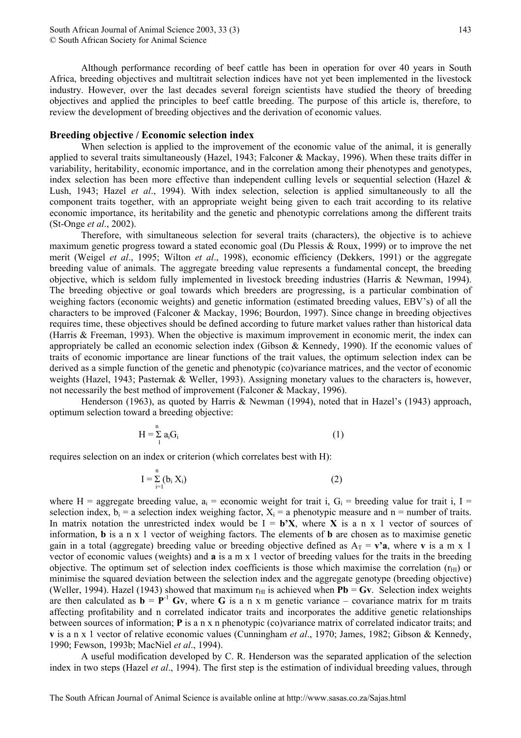Although performance recording of beef cattle has been in operation for over 40 years in South Africa, breeding objectives and multitrait selection indices have not yet been implemented in the livestock industry. However, over the last decades several foreign scientists have studied the theory of breeding objectives and applied the principles to beef cattle breeding. The purpose of this article is, therefore, to review the development of breeding objectives and the derivation of economic values.

## Breeding objective / Economic selection index

When selection is applied to the improvement of the economic value of the animal, it is generally applied to several traits simultaneously (Hazel, 1943; Falconer & Mackay, 1996). When these traits differ in variability, heritability, economic importance, and in the correlation among their phenotypes and genotypes, index selection has been more effective than independent culling levels or sequential selection (Hazel & Lush, 1943; Hazel *et al*., 1994). With index selection, selection is applied simultaneously to all the component traits together, with an appropriate weight being given to each trait according to its relative economic importance, its heritability and the genetic and phenotypic correlations among the different traits (St-Onge *et al*., 2002).

Therefore, with simultaneous selection for several traits (characters), the objective is to achieve maximum genetic progress toward a stated economic goal (Du Plessis & Roux, 1999) or to improve the net merit (Weigel *et al*., 1995; Wilton *et al*., 1998), economic efficiency (Dekkers, 1991) or the aggregate breeding value of animals. The aggregate breeding value represents a fundamental concept, the breeding objective, which is seldom fully implemented in livestock breeding industries (Harris & Newman, 1994). The breeding objective or goal towards which breeders are progressing, is a particular combination of weighing factors (economic weights) and genetic information (estimated breeding values, EBV's) of all the characters to be improved (Falconer & Mackay, 1996; Bourdon, 1997). Since change in breeding objectives requires time, these objectives should be defined according to future market values rather than historical data (Harris & Freeman, 1993). When the objective is maximum improvement in economic merit, the index can appropriately be called an economic selection index (Gibson & Kennedy, 1990). If the economic values of traits of economic importance are linear functions of the trait values, the optimum selection index can be derived as a simple function of the genetic and phenotypic (co)variance matrices, and the vector of economic weights (Hazel, 1943; Pasternak & Weller, 1993). Assigning monetary values to the characters is, however, not necessarily the best method of improvement (Falconer & Mackay, 1996).

Henderson (1963), as quoted by Harris & Newman (1994), noted that in Hazel's (1943) approach, optimum selection toward a breeding objective:

$$H = \sum_{1}^{n} a_i G_i \qquad (1)$$

requires selection on an index or criterion (which correlates best with H):

$$I = \sum_{i=1}^{n} (b_i X_i) \qquad (2)$$

where H = aggregate breeding value, $a_i$ = economic weight for trait i, $G_i$ = breeding value for trait i, I = selection index, $b_i$ = a selection index weighing factor, $X_i$ = a phenotypic measure and n = number of traits. In matrix notation the unrestricted index would be I = $\mathbf{b'X}$, where $\mathbf{X}$ is a n x 1 vector of sources of information, $\mathbf{b}$ is a n x 1 vector of weighing factors. The elements of $\mathbf{b}$ are chosen as to maximise genetic gain in a total (aggregate) breeding value or breeding objective defined as $A_T = \mathbf{v'a}$, where $\mathbf{v}$ is a m x 1 vector of economic values (weights) and $\mathbf{a}$ is a m x 1 vector of breeding values for the traits in the breeding objective. The optimum set of selection index coefficients is those which maximise the correlation ($r_{HI}$) or minimise the squared deviation between the selection index and the aggregate genotype (breeding objective) (Weller, 1994). Hazel (1943) showed that maximum $r_{HI}$ is achieved when $\mathbf{Pb} = \mathbf{Gv}$. Selection index weights are then calculated as $\mathbf{b} = \mathbf{P}^{-1}\,\mathbf{Gv}$, where $\mathbf{G}$ is a n x m genetic variance – covariance matrix for m traits affecting profitability and n correlated indicator traits and incorporates the additive genetic relationships between sources of information; $\mathbf{P}$ is a n x n phenotypic (co)variance matrix of correlated indicator traits; and $\mathbf{v}$ is a n x 1 vector of relative economic values (Cunningham *et al*., 1970; James, 1982; Gibson & Kennedy, 1990; Fewson, 1993b; MacNiel *et al*., 1994).

A useful modification developed by C. R. Henderson was the separated application of the selection index in two steps (Hazel *et al*., 1994). The first step is the estimation of individual breeding values, through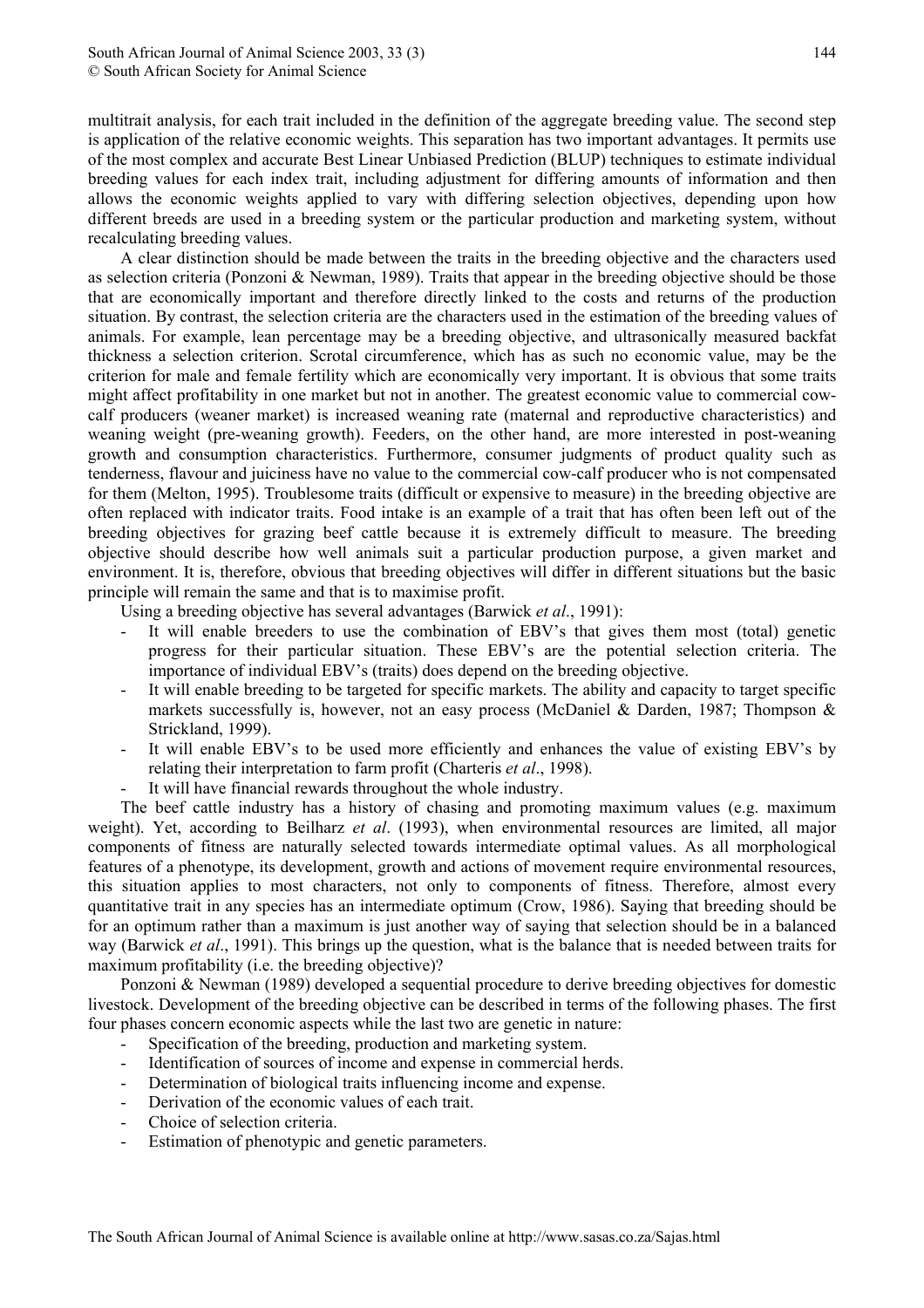multitrait analysis, for each trait included in the definition of the aggregate breeding value. The second step is application of the relative economic weights. This separation has two important advantages. It permits use of the most complex and accurate Best Linear Unbiased Prediction (BLUP) techniques to estimate individual breeding values for each index trait, including adjustment for differing amounts of information and then allows the economic weights applied to vary with differing selection objectives, depending upon how different breeds are used in a breeding system or the particular production and marketing system, without recalculating breeding values.

A clear distinction should be made between the traits in the breeding objective and the characters used as selection criteria (Ponzoni & Newman, 1989). Traits that appear in the breeding objective should be those that are economically important and therefore directly linked to the costs and returns of the production situation. By contrast, the selection criteria are the characters used in the estimation of the breeding values of animals. For example, lean percentage may be a breeding objective, and ultrasonically measured backfat thickness a selection criterion. Scrotal circumference, which has as such no economic value, may be the criterion for male and female fertility which are economically very important. It is obvious that some traits might affect profitability in one market but not in another. The greatest economic value to commercial cow-calf producers (weaner market) is increased weaning rate (maternal and reproductive characteristics) and weaning weight (pre-weaning growth). Feeders, on the other hand, are more interested in post-weaning growth and consumption characteristics. Furthermore, consumer judgments of product quality such as tenderness, flavour and juiciness have no value to the commercial cow-calf producer who is not compensated for them (Melton, 1995). Troublesome traits (difficult or expensive to measure) in the breeding objective are often replaced with indicator traits. Food intake is an example of a trait that has often been left out of the breeding objectives for grazing beef cattle because it is extremely difficult to measure. The breeding objective should describe how well animals suit a particular production purpose, a given market and environment. It is, therefore, obvious that breeding objectives will differ in different situations but the basic principle will remain the same and that is to maximise profit.

Using a breeding objective has several advantages (Barwick *et al*., 1991):

- It will enable breeders to use the combination of EBV's that gives them most (total) genetic progress for their particular situation. These EBV's are the potential selection criteria. The importance of individual EBV's (traits) does depend on the breeding objective.
- It will enable breeding to be targeted for specific markets. The ability and capacity to target specific markets successfully is, however, not an easy process (McDaniel & Darden, 1987; Thompson & Strickland, 1999).
- It will enable EBV's to be used more efficiently and enhances the value of existing EBV's by relating their interpretation to farm profit (Charteris *et al*., 1998).
- It will have financial rewards throughout the whole industry.

The beef cattle industry has a history of chasing and promoting maximum values (e.g. maximum weight). Yet, according to Beilharz *et al*. (1993), when environmental resources are limited, all major components of fitness are naturally selected towards intermediate optimal values. As all morphological features of a phenotype, its development, growth and actions of movement require environmental resources, this situation applies to most characters, not only to components of fitness. Therefore, almost every quantitative trait in any species has an intermediate optimum (Crow, 1986). Saying that breeding should be for an optimum rather than a maximum is just another way of saying that selection should be in a balanced way (Barwick *et al*., 1991). This brings up the question, what is the balance that is needed between traits for maximum profitability (i.e. the breeding objective)?

Ponzoni & Newman (1989) developed a sequential procedure to derive breeding objectives for domestic livestock. Development of the breeding objective can be described in terms of the following phases. The first four phases concern economic aspects while the last two are genetic in nature:

- Specification of the breeding, production and marketing system.
- Identification of sources of income and expense in commercial herds.
- Determination of biological traits influencing income and expense.
- Derivation of the economic values of each trait.
- Choice of selection criteria.
- Estimation of phenotypic and genetic parameters.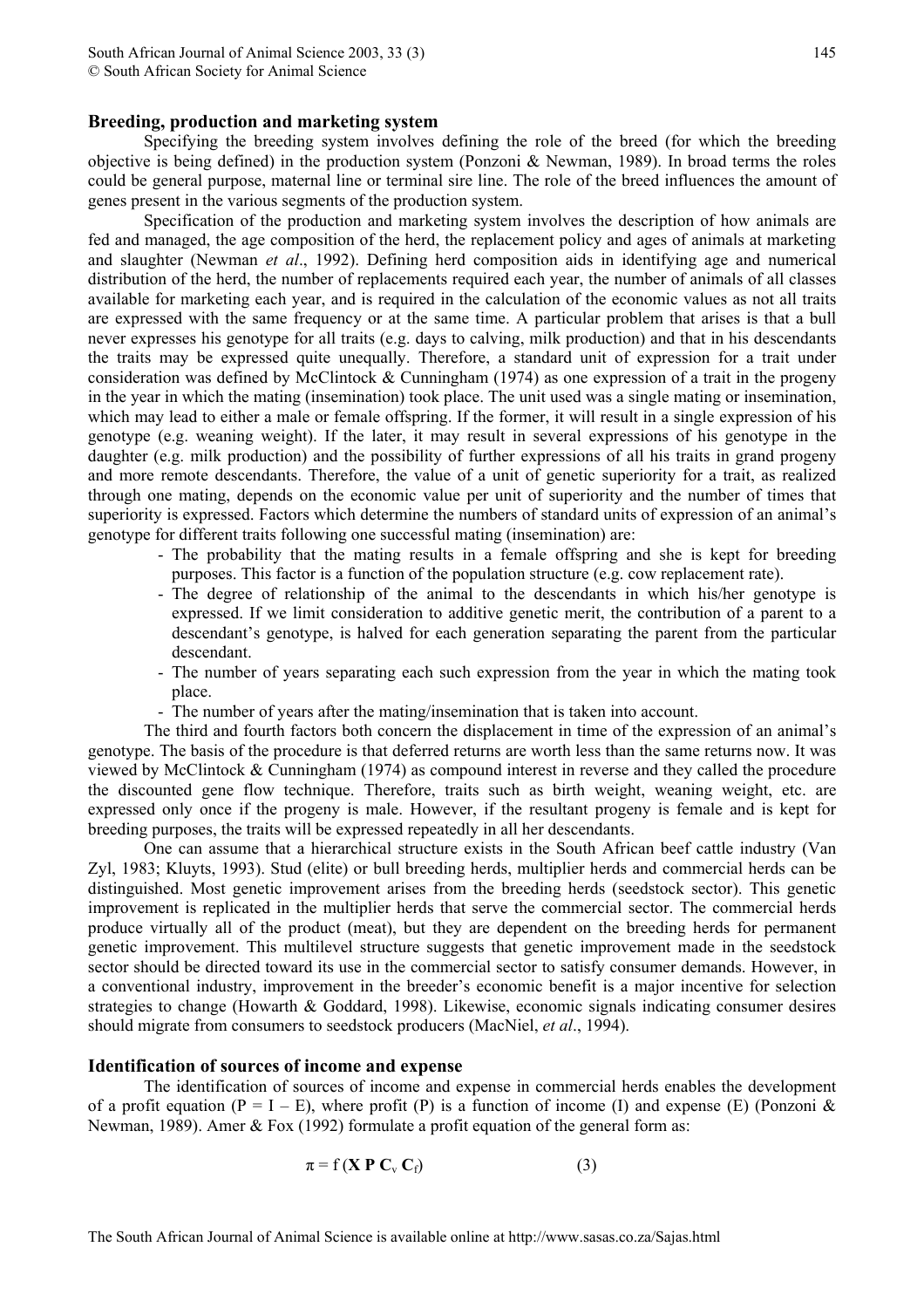## Breeding, production and marketing system

Specifying the breeding system involves defining the role of the breed (for which the breeding objective is being defined) in the production system (Ponzoni & Newman, 1989). In broad terms the roles could be general purpose, maternal line or terminal sire line. The role of the breed influences the amount of genes present in the various segments of the production system.

Specification of the production and marketing system involves the description of how animals are fed and managed, the age composition of the herd, the replacement policy and ages of animals at marketing and slaughter (Newman *et al*., 1992). Defining herd composition aids in identifying age and numerical distribution of the herd, the number of replacements required each year, the number of animals of all classes available for marketing each year, and is required in the calculation of the economic values as not all traits are expressed with the same frequency or at the same time. A particular problem that arises is that a bull never expresses his genotype for all traits (e.g. days to calving, milk production) and that in his descendants the traits may be expressed quite unequally. Therefore, a standard unit of expression for a trait under consideration was defined by McClintock & Cunningham (1974) as one expression of a trait in the progeny in the year in which the mating (insemination) took place. The unit used was a single mating or insemination, which may lead to either a male or female offspring. If the former, it will result in a single expression of his genotype (e.g. weaning weight). If the later, it may result in several expressions of his genotype in the daughter (e.g. milk production) and the possibility of further expressions of all his traits in grand progeny and more remote descendants. Therefore, the value of a unit of genetic superiority for a trait, as realized through one mating, depends on the economic value per unit of superiority and the number of times that superiority is expressed. Factors which determine the numbers of standard units of expression of an animal's genotype for different traits following one successful mating (insemination) are:

- The probability that the mating results in a female offspring and she is kept for breeding purposes. This factor is a function of the population structure (e.g. cow replacement rate).
- The degree of relationship of the animal to the descendants in which his/her genotype is expressed. If we limit consideration to additive genetic merit, the contribution of a parent to a descendant's genotype, is halved for each generation separating the parent from the particular descendant.
- The number of years separating each such expression from the year in which the mating took place.
- The number of years after the mating/insemination that is taken into account.

The third and fourth factors both concern the displacement in time of the expression of an animal's genotype. The basis of the procedure is that deferred returns are worth less than the same returns now. It was viewed by McClintock & Cunningham (1974) as compound interest in reverse and they called the procedure the discounted gene flow technique. Therefore, traits such as birth weight, weaning weight, etc. are expressed only once if the progeny is male. However, if the resultant progeny is female and is kept for breeding purposes, the traits will be expressed repeatedly in all her descendants.

One can assume that a hierarchical structure exists in the South African beef cattle industry (Van Zyl, 1983; Kluyts, 1993). Stud (elite) or bull breeding herds, multiplier herds and commercial herds can be distinguished. Most genetic improvement arises from the breeding herds (seedstock sector). This genetic improvement is replicated in the multiplier herds that serve the commercial sector. The commercial herds produce virtually all of the product (meat), but they are dependent on the breeding herds for permanent genetic improvement. This multilevel structure suggests that genetic improvement made in the seedstock sector should be directed toward its use in the commercial sector to satisfy consumer demands. However, in a conventional industry, improvement in the breeder's economic benefit is a major incentive for selection strategies to change (Howarth & Goddard, 1998). Likewise, economic signals indicating consumer desires should migrate from consumers to seedstock producers (MacNiel, *et al*., 1994).

## Identification of sources of income and expense

The identification of sources of income and expense in commercial herds enables the development of a profit equation ($P = I - E$), where profit (P) is a function of income (I) and expense (E) (Ponzoni & Newman, 1989). Amer & Fox (1992) formulate a profit equation of the general form as:

$$\pi = f(\mathbf{X}\ \mathbf{P}\ \mathbf{C}_v\ \mathbf{C}_f) \qquad (3)$$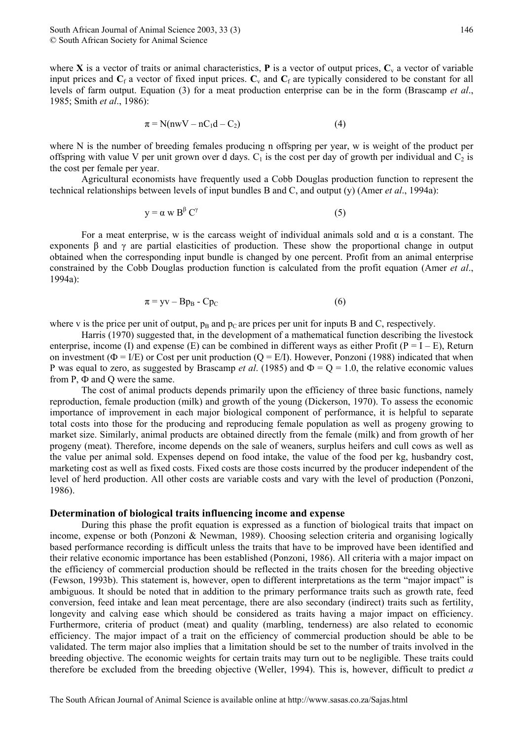where **X** is a vector of traits or animal characteristics, **P** is a vector of output prices, $\mathbf{C}_v$ a vector of variable input prices and $\mathbf{C}_f$ a vector of fixed input prices. $\mathbf{C}_v$ and $\mathbf{C}_f$ are typically considered to be constant for all levels of farm output. Equation (3) for a meat production enterprise can be in the form (Brascamp *et al*., 1985; Smith *et al*., 1986):

$$\pi = N(nwV - nC_1d - C_2) \qquad (4)$$

where N is the number of breeding females producing n offspring per year, w is weight of the product per offspring with value V per unit grown over d days. $C_1$ is the cost per day of growth per individual and $C_2$ is the cost per female per year.

Agricultural economists have frequently used a Cobb Douglas production function to represent the technical relationships between levels of input bundles B and C, and output (y) (Amer *et al*., 1994a):

$$y = \alpha\, w\, B^{\beta}\, C^{\gamma} \qquad (5)$$

For a meat enterprise, w is the carcass weight of individual animals sold and α is a constant. The exponents β and γ are partial elasticities of production. These show the proportional change in output obtained when the corresponding input bundle is changed by one percent. Profit from an animal enterprise constrained by the Cobb Douglas production function is calculated from the profit equation (Amer *et al*., 1994a):

$$\pi = yv - Bp_B - Cp_C \qquad (6)$$

where v is the price per unit of output, $p_B$ and $p_C$ are prices per unit for inputs B and C, respectively.

Harris (1970) suggested that, in the development of a mathematical function describing the livestock enterprise, income (I) and expense (E) can be combined in different ways as either Profit ($P = I - E$), Return on investment ($\Phi = I/E$) or Cost per unit production ($Q = E/I$). However, Ponzoni (1988) indicated that when P was equal to zero, as suggested by Brascamp *et al*. (1985) and $\Phi = Q = 1.0$, the relative economic values from P, Φ and Q were the same.

The cost of animal products depends primarily upon the efficiency of three basic functions, namely reproduction, female production (milk) and growth of the young (Dickerson, 1970). To assess the economic importance of improvement in each major biological component of performance, it is helpful to separate total costs into those for the producing and reproducing female population as well as progeny growing to market size. Similarly, animal products are obtained directly from the female (milk) and from growth of her progeny (meat). Therefore, income depends on the sale of weaners, surplus heifers and cull cows as well as the value per animal sold. Expenses depend on food intake, the value of the food per kg, husbandry cost, marketing cost as well as fixed costs. Fixed costs are those costs incurred by the producer independent of the level of herd production. All other costs are variable costs and vary with the level of production (Ponzoni, 1986).

## Determination of biological traits influencing income and expense

During this phase the profit equation is expressed as a function of biological traits that impact on income, expense or both (Ponzoni & Newman, 1989). Choosing selection criteria and organising logically based performance recording is difficult unless the traits that have to be improved have been identified and their relative economic importance has been established (Ponzoni, 1986). All criteria with a major impact on the efficiency of commercial production should be reflected in the traits chosen for the breeding objective (Fewson, 1993b). This statement is, however, open to different interpretations as the term "major impact" is ambiguous. It should be noted that in addition to the primary performance traits such as growth rate, feed conversion, feed intake and lean meat percentage, there are also secondary (indirect) traits such as fertility, longevity and calving ease which should be considered as traits having a major impact on efficiency. Furthermore, criteria of product (meat) and quality (marbling, tenderness) are also related to economic efficiency. The major impact of a trait on the efficiency of commercial production should be able to be validated. The term major also implies that a limitation should be set to the number of traits involved in the breeding objective. The economic weights for certain traits may turn out to be negligible. These traits could therefore be excluded from the breeding objective (Weller, 1994). This is, however, difficult to predict *a*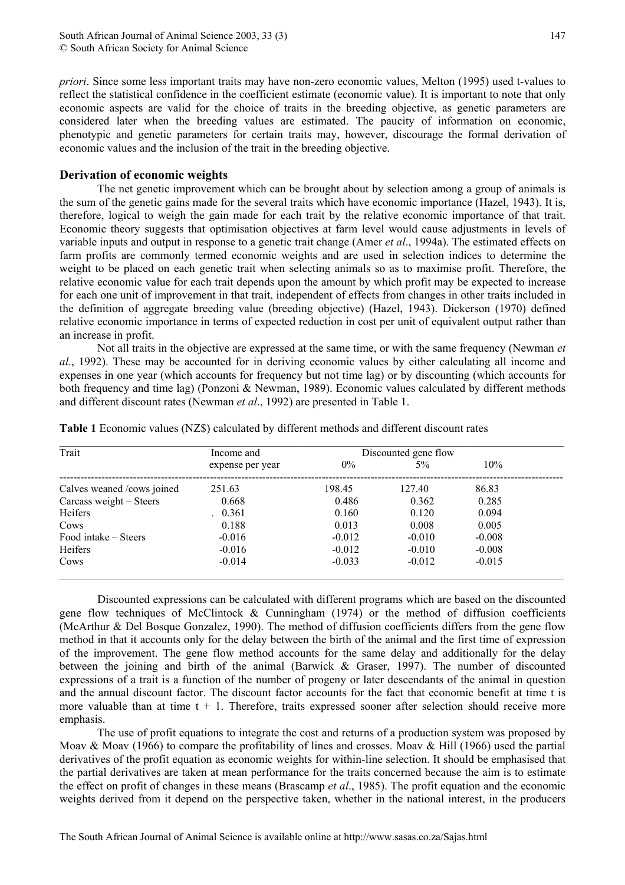*priori*. Since some less important traits may have non-zero economic values, Melton (1995) used t-values to reflect the statistical confidence in the coefficient estimate (economic value). It is important to note that only economic aspects are valid for the choice of traits in the breeding objective, as genetic parameters are considered later when the breeding values are estimated. The paucity of information on economic, phenotypic and genetic parameters for certain traits may, however, discourage the formal derivation of economic values and the inclusion of the trait in the breeding objective.

## Derivation of economic weights

The net genetic improvement which can be brought about by selection among a group of animals is the sum of the genetic gains made for the several traits which have economic importance (Hazel, 1943). It is, therefore, logical to weigh the gain made for each trait by the relative economic importance of that trait. Economic theory suggests that optimisation objectives at farm level would cause adjustments in levels of variable inputs and output in response to a genetic trait change (Amer *et al*., 1994a). The estimated effects on farm profits are commonly termed economic weights and are used in selection indices to determine the weight to be placed on each genetic trait when selecting animals so as to maximise profit. Therefore, the relative economic value for each trait depends upon the amount by which profit may be expected to increase for each one unit of improvement in that trait, independent of effects from changes in other traits included in the definition of aggregate breeding value (breeding objective) (Hazel, 1943). Dickerson (1970) defined relative economic importance in terms of expected reduction in cost per unit of equivalent output rather than an increase in profit.

Not all traits in the objective are expressed at the same time, or with the same frequency (Newman *et al*., 1992). These may be accounted for in deriving economic values by either calculating all income and expenses in one year (which accounts for frequency but not time lag) or by discounting (which accounts for both frequency and time lag) (Ponzoni & Newman, 1989). Economic values calculated by different methods and different discount rates (Newman *et al*., 1992) are presented in Table 1.

**Table 1** Economic values (NZ$) calculated by different methods and different discount rates

| Trait | Income and expense per year | Discounted gene flow | | |
|---|---|---|---|---|
| | | 0% | 5% | 10% |
| Calves weaned /cows joined | 251.63 | 198.45 | 127.40 | 86.83 |
| Carcass weight – Steers | 0.668 | 0.486 | 0.362 | 0.285 |
| Heifers | . 0.361 | 0.160 | 0.120 | 0.094 |
| Cows | 0.188 | 0.013 | 0.008 | 0.005 |
| Food intake – Steers | -0.016 | -0.012 | -0.010 | -0.008 |
| Heifers | -0.016 | -0.012 | -0.010 | -0.008 |
| Cows | -0.014 | -0.033 | -0.012 | -0.015 |

Discounted expressions can be calculated with different programs which are based on the discounted gene flow techniques of McClintock & Cunningham (1974) or the method of diffusion coefficients (McArthur & Del Bosque Gonzalez, 1990). The method of diffusion coefficients differs from the gene flow method in that it accounts only for the delay between the birth of the animal and the first time of expression of the improvement. The gene flow method accounts for the same delay and additionally for the delay between the joining and birth of the animal (Barwick & Graser, 1997). The number of discounted expressions of a trait is a function of the number of progeny or later descendants of the animal in question and the annual discount factor. The discount factor accounts for the fact that economic benefit at time t is more valuable than at time t + 1. Therefore, traits expressed sooner after selection should receive more emphasis.

The use of profit equations to integrate the cost and returns of a production system was proposed by Moav & Moav (1966) to compare the profitability of lines and crosses. Moav & Hill (1966) used the partial derivatives of the profit equation as economic weights for within-line selection. It should be emphasised that the partial derivatives are taken at mean performance for the traits concerned because the aim is to estimate the effect on profit of changes in these means (Brascamp *et al*., 1985). The profit equation and the economic weights derived from it depend on the perspective taken, whether in the national interest, in the producers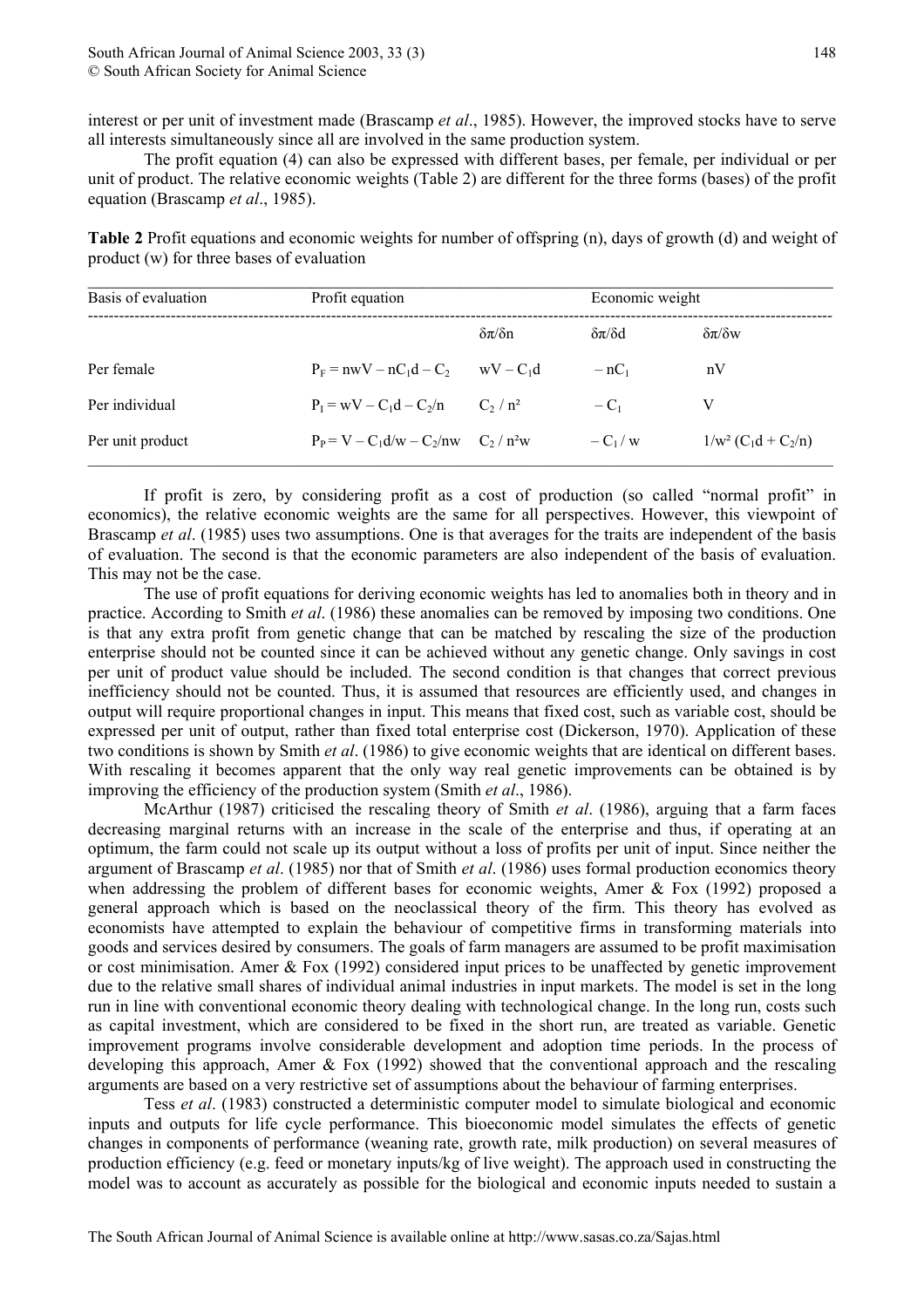interest or per unit of investment made (Brascamp *et al*., 1985). However, the improved stocks have to serve all interests simultaneously since all are involved in the same production system.

The profit equation (4) can also be expressed with different bases, per female, per individual or per unit of product. The relative economic weights (Table 2) are different for the three forms (bases) of the profit equation (Brascamp *et al*., 1985).

**Table 2** Profit equations and economic weights for number of offspring (n), days of growth (d) and weight of product (w) for three bases of evaluation

| Basis of evaluation | Profit equation | Economic weight | | |
|---|---|---|---|---|
| | | $\delta\pi/\delta n$ | $\delta\pi/\delta d$ | $\delta\pi/\delta w$ |
| Per female | $P_F = nwV - nC_1d - C_2$ | $wV - C_1d$ | $-nC_1$ | $nV$ |
| Per individual | $P_I = wV - C_1d - C_2/n$ | $C_2 / n^2$ | $-C_1$ | $V$ |
| Per unit product | $P_P = V - C_1d/w - C_2/nw$ | $C_2 / n^2w$ | $-C_1 / w$ | $1/w^2 (C_1d + C_2/n)$ |

If profit is zero, by considering profit as a cost of production (so called "normal profit" in economics), the relative economic weights are the same for all perspectives. However, this viewpoint of Brascamp *et al*. (1985) uses two assumptions. One is that averages for the traits are independent of the basis of evaluation. The second is that the economic parameters are also independent of the basis of evaluation. This may not be the case.

The use of profit equations for deriving economic weights has led to anomalies both in theory and in practice. According to Smith *et al*. (1986) these anomalies can be removed by imposing two conditions. One is that any extra profit from genetic change that can be matched by rescaling the size of the production enterprise should not be counted since it can be achieved without any genetic change. Only savings in cost per unit of product value should be included. The second condition is that changes that correct previous inefficiency should not be counted. Thus, it is assumed that resources are efficiently used, and changes in output will require proportional changes in input. This means that fixed cost, such as variable cost, should be expressed per unit of output, rather than fixed total enterprise cost (Dickerson, 1970). Application of these two conditions is shown by Smith *et al*. (1986) to give economic weights that are identical on different bases. With rescaling it becomes apparent that the only way real genetic improvements can be obtained is by improving the efficiency of the production system (Smith *et al*., 1986).

McArthur (1987) criticised the rescaling theory of Smith *et al*. (1986), arguing that a farm faces decreasing marginal returns with an increase in the scale of the enterprise and thus, if operating at an optimum, the farm could not scale up its output without a loss of profits per unit of input. Since neither the argument of Brascamp *et al*. (1985) nor that of Smith *et al*. (1986) uses formal production economics theory when addressing the problem of different bases for economic weights, Amer & Fox (1992) proposed a general approach which is based on the neoclassical theory of the firm. This theory has evolved as economists have attempted to explain the behaviour of competitive firms in transforming materials into goods and services desired by consumers. The goals of farm managers are assumed to be profit maximisation or cost minimisation. Amer & Fox (1992) considered input prices to be unaffected by genetic improvement due to the relative small shares of individual animal industries in input markets. The model is set in the long run in line with conventional economic theory dealing with technological change. In the long run, costs such as capital investment, which are considered to be fixed in the short run, are treated as variable. Genetic improvement programs involve considerable development and adoption time periods. In the process of developing this approach, Amer & Fox (1992) showed that the conventional approach and the rescaling arguments are based on a very restrictive set of assumptions about the behaviour of farming enterprises.

Tess *et al*. (1983) constructed a deterministic computer model to simulate biological and economic inputs and outputs for life cycle performance. This bioeconomic model simulates the effects of genetic changes in components of performance (weaning rate, growth rate, milk production) on several measures of production efficiency (e.g. feed or monetary inputs/kg of live weight). The approach used in constructing the model was to account as accurately as possible for the biological and economic inputs needed to sustain a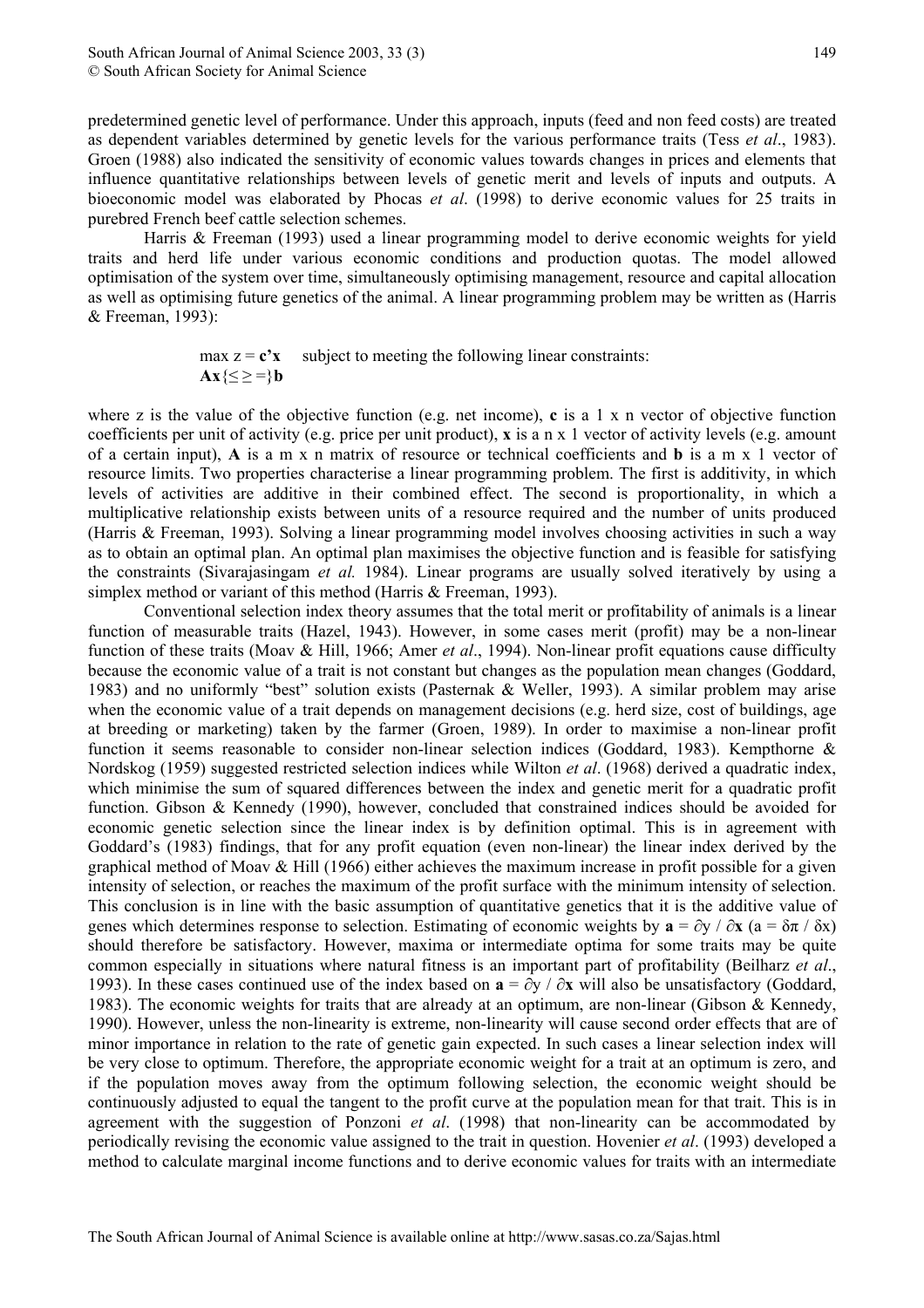predetermined genetic level of performance. Under this approach, inputs (feed and non feed costs) are treated as dependent variables determined by genetic levels for the various performance traits (Tess *et al*., 1983). Groen (1988) also indicated the sensitivity of economic values towards changes in prices and elements that influence quantitative relationships between levels of genetic merit and levels of inputs and outputs. A bioeconomic model was elaborated by Phocas *et al*. (1998) to derive economic values for 25 traits in purebred French beef cattle selection schemes.

Harris & Freeman (1993) used a linear programming model to derive economic weights for yield traits and herd life under various economic conditions and production quotas. The model allowed optimisation of the system over time, simultaneously optimising management, resource and capital allocation as well as optimising future genetics of the animal. A linear programming problem may be written as (Harris & Freeman, 1993):

$$\max z = \mathbf{c'x} \quad \text{subject to meeting the following linear constraints:}$$
$$\mathbf{Ax}\{\leq \geq =\}\mathbf{b}$$

where z is the value of the objective function (e.g. net income), **c** is a 1 x n vector of objective function coefficients per unit of activity (e.g. price per unit product), **x** is a n x 1 vector of activity levels (e.g. amount of a certain input), **A** is a m x n matrix of resource or technical coefficients and **b** is a m x 1 vector of resource limits. Two properties characterise a linear programming problem. The first is additivity, in which levels of activities are additive in their combined effect. The second is proportionality, in which a multiplicative relationship exists between units of a resource required and the number of units produced (Harris & Freeman, 1993). Solving a linear programming model involves choosing activities in such a way as to obtain an optimal plan. An optimal plan maximises the objective function and is feasible for satisfying the constraints (Sivarajasingam *et al.* 1984). Linear programs are usually solved iteratively by using a simplex method or variant of this method (Harris & Freeman, 1993).

Conventional selection index theory assumes that the total merit or profitability of animals is a linear function of measurable traits (Hazel, 1943). However, in some cases merit (profit) may be a non-linear function of these traits (Moav & Hill, 1966; Amer *et al*., 1994). Non-linear profit equations cause difficulty because the economic value of a trait is not constant but changes as the population mean changes (Goddard, 1983) and no uniformly "best" solution exists (Pasternak & Weller, 1993). A similar problem may arise when the economic value of a trait depends on management decisions (e.g. herd size, cost of buildings, age at breeding or marketing) taken by the farmer (Groen, 1989). In order to maximise a non-linear profit function it seems reasonable to consider non-linear selection indices (Goddard, 1983). Kempthorne & Nordskog (1959) suggested restricted selection indices while Wilton *et al*. (1968) derived a quadratic index, which minimise the sum of squared differences between the index and genetic merit for a quadratic profit function. Gibson & Kennedy (1990), however, concluded that constrained indices should be avoided for economic genetic selection since the linear index is by definition optimal. This is in agreement with Goddard's (1983) findings, that for any profit equation (even non-linear) the linear index derived by the graphical method of Moav & Hill (1966) either achieves the maximum increase in profit possible for a given intensity of selection, or reaches the maximum of the profit surface with the minimum intensity of selection. This conclusion is in line with the basic assumption of quantitative genetics that it is the additive value of genes which determines response to selection. Estimating of economic weights by $\mathbf{a} = \partial y / \partial \mathbf{x}$ ($a = \delta\pi / \delta x$) should therefore be satisfactory. However, maxima or intermediate optima for some traits may be quite common especially in situations where natural fitness is an important part of profitability (Beilharz *et al*., 1993). In these cases continued use of the index based on $\mathbf{a} = \partial y / \partial \mathbf{x}$ will also be unsatisfactory (Goddard, 1983). The economic weights for traits that are already at an optimum, are non-linear (Gibson & Kennedy, 1990). However, unless the non-linearity is extreme, non-linearity will cause second order effects that are of minor importance in relation to the rate of genetic gain expected. In such cases a linear selection index will be very close to optimum. Therefore, the appropriate economic weight for a trait at an optimum is zero, and if the population moves away from the optimum following selection, the economic weight should be continuously adjusted to equal the tangent to the profit curve at the population mean for that trait. This is in agreement with the suggestion of Ponzoni *et al*. (1998) that non-linearity can be accommodated by periodically revising the economic value assigned to the trait in question. Hovenier *et al*. (1993) developed a method to calculate marginal income functions and to derive economic values for traits with an intermediate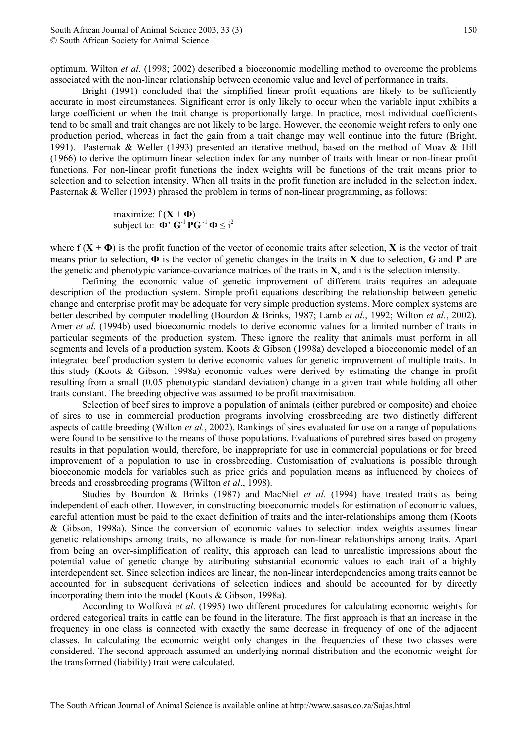optimum. Wilton *et al*. (1998; 2002) described a bioeconomic modelling method to overcome the problems associated with the non-linear relationship between economic value and level of performance in traits.

Bright (1991) concluded that the simplified linear profit equations are likely to be sufficiently accurate in most circumstances. Significant error is only likely to occur when the variable input exhibits a large coefficient or when the trait change is proportionally large. In practice, most individual coefficients tend to be small and trait changes are not likely to be large. However, the economic weight refers to only one production period, whereas in fact the gain from a trait change may well continue into the future (Bright, 1991). Pasternak & Weller (1993) presented an iterative method, based on the method of Moav & Hill (1966) to derive the optimum linear selection index for any number of traits with linear or non-linear profit functions. For non-linear profit functions the index weights will be functions of the trait means prior to selection and to selection intensity. When all traits in the profit function are included in the selection index, Pasternak & Weller (1993) phrased the problem in terms of non-linear programming, as follows:

$$\text{maximize: } f(\mathbf{X} + \mathbf{\Phi})$$
$$\text{subject to: } \mathbf{\Phi}' \mathbf{G}^{-1} \mathbf{P} \mathbf{G}^{-1} \mathbf{\Phi} \leq i^2$$

where $f(\mathbf{X} + \mathbf{\Phi})$ is the profit function of the vector of economic traits after selection, $\mathbf{X}$ is the vector of trait means prior to selection, $\mathbf{\Phi}$ is the vector of genetic changes in the traits in $\mathbf{X}$ due to selection, $\mathbf{G}$ and $\mathbf{P}$ are the genetic and phenotypic variance-covariance matrices of the traits in $\mathbf{X}$, and i is the selection intensity.

Defining the economic value of genetic improvement of different traits requires an adequate description of the production system. Simple profit equations describing the relationship between genetic change and enterprise profit may be adequate for very simple production systems. More complex systems are better described by computer modelling (Bourdon & Brinks, 1987; Lamb *et al*., 1992; Wilton *et al.*, 2002). Amer *et al*. (1994b) used bioeconomic models to derive economic values for a limited number of traits in particular segments of the production system. These ignore the reality that animals must perform in all segments and levels of a production system. Koots & Gibson (1998a) developed a bioeconomic model of an integrated beef production system to derive economic values for genetic improvement of multiple traits. In this study (Koots & Gibson, 1998a) economic values were derived by estimating the change in profit resulting from a small (0.05 phenotypic standard deviation) change in a given trait while holding all other traits constant. The breeding objective was assumed to be profit maximisation.

Selection of beef sires to improve a population of animals (either purebred or composite) and choice of sires to use in commercial production programs involving crossbreeding are two distinctly different aspects of cattle breeding (Wilton *et al.*, 2002). Rankings of sires evaluated for use on a range of populations were found to be sensitive to the means of those populations. Evaluations of purebred sires based on progeny results in that population would, therefore, be inappropriate for use in commercial populations or for breed improvement of a population to use in crossbreeding. Customisation of evaluations is possible through bioeconomic models for variables such as price grids and population means as influenced by choices of breeds and crossbreeding programs (Wilton *et al*., 1998).

Studies by Bourdon & Brinks (1987) and MacNiel *et al*. (1994) have treated traits as being independent of each other. However, in constructing bioeconomic models for estimation of economic values, careful attention must be paid to the exact definition of traits and the inter-relationships among them (Koots & Gibson, 1998a). Since the conversion of economic values to selection index weights assumes linear genetic relationships among traits, no allowance is made for non-linear relationships among traits. Apart from being an over-simplification of reality, this approach can lead to unrealistic impressions about the potential value of genetic change by attributing substantial economic values to each trait of a highly interdependent set. Since selection indices are linear, the non-linear interdependencies among traits cannot be accounted for in subsequent derivations of selection indices and should be accounted for by directly incorporating them into the model (Koots & Gibson, 1998a).

According to Wolfovà *et al*. (1995) two different procedures for calculating economic weights for ordered categorical traits in cattle can be found in the literature. The first approach is that an increase in the frequency in one class is connected with exactly the same decrease in frequency of one of the adjacent classes. In calculating the economic weight only changes in the frequencies of these two classes were considered. The second approach assumed an underlying normal distribution and the economic weight for the transformed (liability) trait were calculated.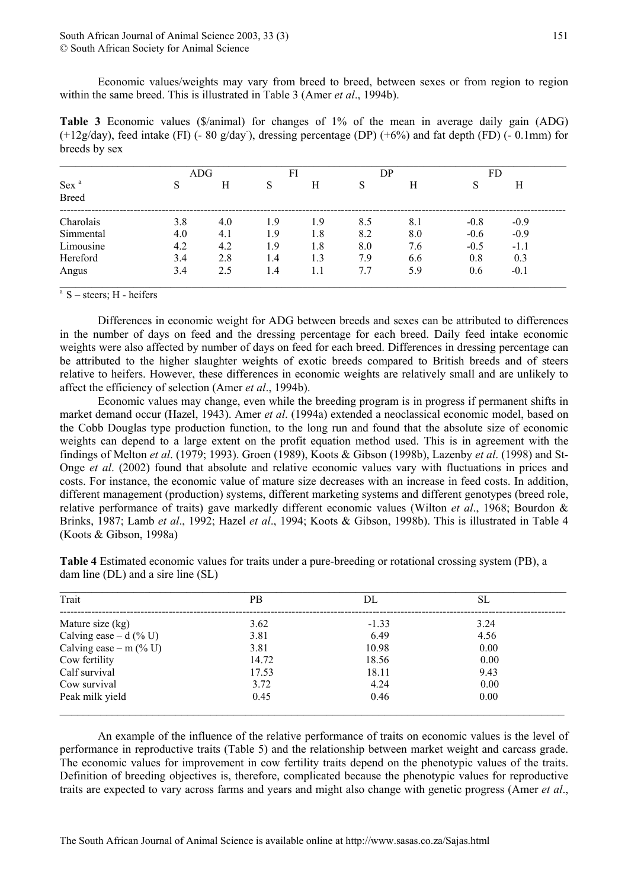Economic values/weights may vary from breed to breed, between sexes or from region to region within the same breed. This is illustrated in Table 3 (Amer *et al*., 1994b).

**Table 3** Economic values ($/animal) for changes of 1% of the mean in average daily gain (ADG) (+12g/day), feed intake (FI) (- 80 g/day⁻), dressing percentage (DP) (+6%) and fat depth (FD) (- 0.1mm) for breeds by sex

| | ADG | | FI | | DP | | FD | |
|---|---|---|---|---|---|---|---|---|
| Sex [a] | S | H | S | H | S | H | S | H |
| Breed | | | | | | | | |
| Charolais | 3.8 | 4.0 | 1.9 | 1.9 | 8.5 | 8.1 | -0.8 | -0.9 |
| Simmental | 4.0 | 4.1 | 1.9 | 1.8 | 8.2 | 8.0 | -0.6 | -0.9 |
| Limousine | 4.2 | 4.2 | 1.9 | 1.8 | 8.0 | 7.6 | -0.5 | -1.1 |
| Hereford | 3.4 | 2.8 | 1.4 | 1.3 | 7.9 | 6.6 | 0.8 | 0.3 |
| Angus | 3.4 | 2.5 | 1.4 | 1.1 | 7.7 | 5.9 | 0.6 | -0.1 |

[a] S – steers; H - heifers

Differences in economic weight for ADG between breeds and sexes can be attributed to differences in the number of days on feed and the dressing percentage for each breed. Daily feed intake economic weights were also affected by number of days on feed for each breed. Differences in dressing percentage can be attributed to the higher slaughter weights of exotic breeds compared to British breeds and of steers relative to heifers. However, these differences in economic weights are relatively small and are unlikely to affect the efficiency of selection (Amer *et al*., 1994b).

Economic values may change, even while the breeding program is in progress if permanent shifts in market demand occur (Hazel, 1943). Amer *et al*. (1994a) extended a neoclassical economic model, based on the Cobb Douglas type production function, to the long run and found that the absolute size of economic weights can depend to a large extent on the profit equation method used. This is in agreement with the findings of Melton *et al*. (1979; 1993). Groen (1989), Koots & Gibson (1998b), Lazenby *et al*. (1998) and St-Onge *et al*. (2002) found that absolute and relative economic values vary with fluctuations in prices and costs. For instance, the economic value of mature size decreases with an increase in feed costs. In addition, different management (production) systems, different marketing systems and different genotypes (breed role, relative performance of traits) gave markedly different economic values (Wilton *et al*., 1968; Bourdon & Brinks, 1987; Lamb *et al*., 1992; Hazel *et al*., 1994; Koots & Gibson, 1998b). This is illustrated in Table 4 (Koots & Gibson, 1998a)

**Table 4** Estimated economic values for traits under a pure-breeding or rotational crossing system (PB), a dam line (DL) and a sire line (SL)

| Trait | PB | DL | SL |
|---|---|---|---|
| Mature size (kg) | 3.62 | -1.33 | 3.24 |
| Calving ease – d (% U) | 3.81 | 6.49 | 4.56 |
| Calving ease – m (% U) | 3.81 | 10.98 | 0.00 |
| Cow fertility | 14.72 | 18.56 | 0.00 |
| Calf survival | 17.53 | 18.11 | 9.43 |
| Cow survival | 3.72 | 4.24 | 0.00 |
| Peak milk yield | 0.45 | 0.46 | 0.00 |

An example of the influence of the relative performance of traits on economic values is the level of performance in reproductive traits (Table 5) and the relationship between market weight and carcass grade. The economic values for improvement in cow fertility traits depend on the phenotypic values of the traits. Definition of breeding objectives is, therefore, complicated because the phenotypic values for reproductive traits are expected to vary across farms and years and might also change with genetic progress (Amer *et al*.,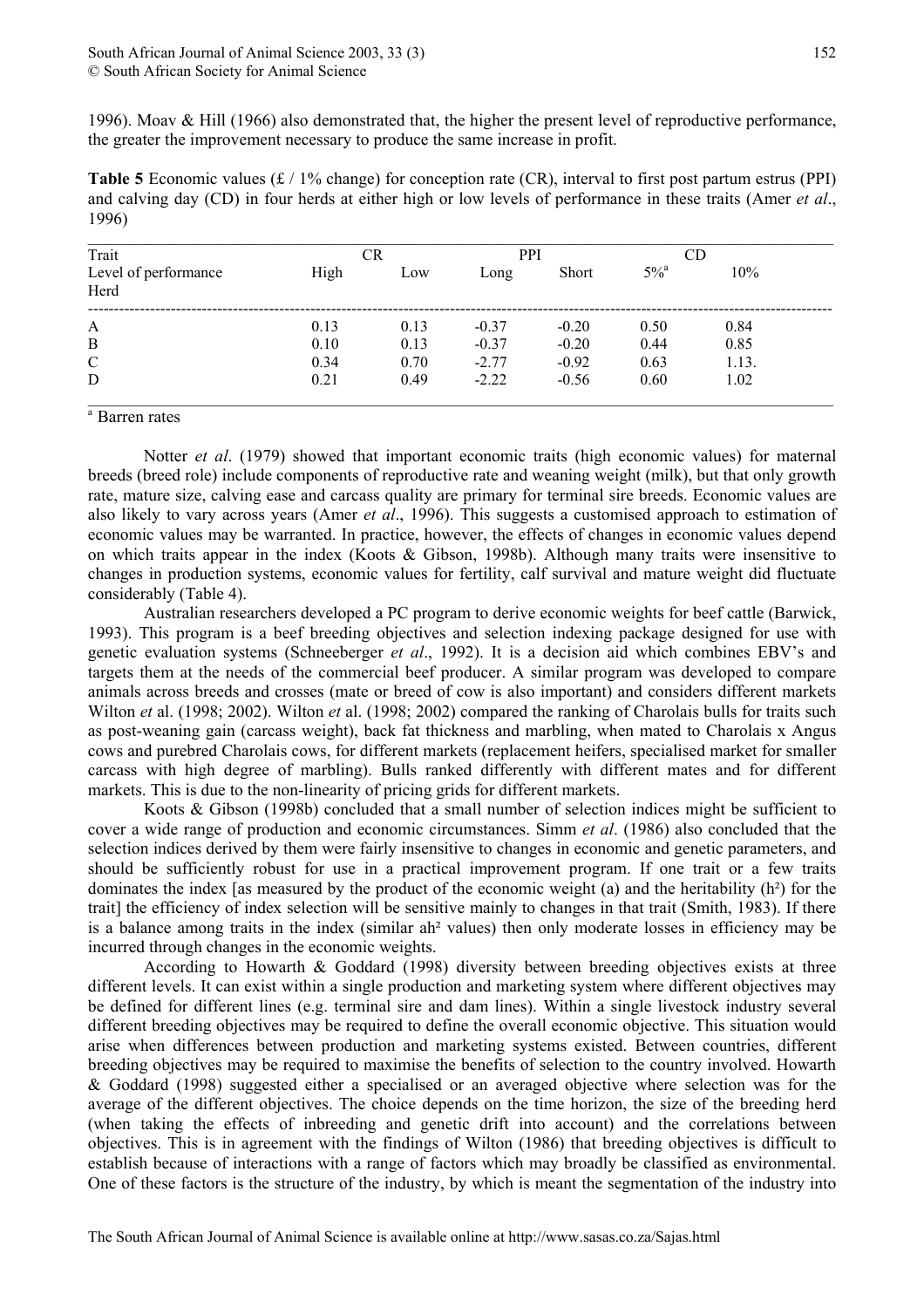1996). Moav & Hill (1966) also demonstrated that, the higher the present level of reproductive performance, the greater the improvement necessary to produce the same increase in profit.

**Table 5** Economic values (£ / 1% change) for conception rate (CR), interval to first post partum estrus (PPI) and calving day (CD) in four herds at either high or low levels of performance in these traits (Amer *et al*., 1996)

| Trait | CR | | PPI | | CD | |
|---|---|---|---|---|---|---|
| Level of performance | High | Low | Long | Short | 5%[a] | 10% |
| Herd | | | | | | |
| A | 0.13 | 0.13 | -0.37 | -0.20 | 0.50 | 0.84 |
| B | 0.10 | 0.13 | -0.37 | -0.20 | 0.44 | 0.85 |
| C | 0.34 | 0.70 | -2.77 | -0.92 | 0.63 | 1.13. |
| D | 0.21 | 0.49 | -2.22 | -0.56 | 0.60 | 1.02 |

[a] Barren rates

Notter *et al*. (1979) showed that important economic traits (high economic values) for maternal breeds (breed role) include components of reproductive rate and weaning weight (milk), but that only growth rate, mature size, calving ease and carcass quality are primary for terminal sire breeds. Economic values are also likely to vary across years (Amer *et al*., 1996). This suggests a customised approach to estimation of economic values may be warranted. In practice, however, the effects of changes in economic values depend on which traits appear in the index (Koots & Gibson, 1998b). Although many traits were insensitive to changes in production systems, economic values for fertility, calf survival and mature weight did fluctuate considerably (Table 4).

Australian researchers developed a PC program to derive economic weights for beef cattle (Barwick, 1993). This program is a beef breeding objectives and selection indexing package designed for use with genetic evaluation systems (Schneeberger *et al*., 1992). It is a decision aid which combines EBV's and targets them at the needs of the commercial beef producer. A similar program was developed to compare animals across breeds and crosses (mate or breed of cow is also important) and considers different markets Wilton *et* al. (1998; 2002). Wilton *et* al. (1998; 2002) compared the ranking of Charolais bulls for traits such as post-weaning gain (carcass weight), back fat thickness and marbling, when mated to Charolais x Angus cows and purebred Charolais cows, for different markets (replacement heifers, specialised market for smaller carcass with high degree of marbling). Bulls ranked differently with different mates and for different markets. This is due to the non-linearity of pricing grids for different markets.

Koots & Gibson (1998b) concluded that a small number of selection indices might be sufficient to cover a wide range of production and economic circumstances. Simm *et al*. (1986) also concluded that the selection indices derived by them were fairly insensitive to changes in economic and genetic parameters, and should be sufficiently robust for use in a practical improvement program. If one trait or a few traits dominates the index [as measured by the product of the economic weight (a) and the heritability ($h^2$) for the trait] the efficiency of index selection will be sensitive mainly to changes in that trait (Smith, 1983). If there is a balance among traits in the index (similar $ah^2$ values) then only moderate losses in efficiency may be incurred through changes in the economic weights.

According to Howarth & Goddard (1998) diversity between breeding objectives exists at three different levels. It can exist within a single production and marketing system where different objectives may be defined for different lines (e.g. terminal sire and dam lines). Within a single livestock industry several different breeding objectives may be required to define the overall economic objective. This situation would arise when differences between production and marketing systems existed. Between countries, different breeding objectives may be required to maximise the benefits of selection to the country involved. Howarth & Goddard (1998) suggested either a specialised or an averaged objective where selection was for the average of the different objectives. The choice depends on the time horizon, the size of the breeding herd (when taking the effects of inbreeding and genetic drift into account) and the correlations between objectives. This is in agreement with the findings of Wilton (1986) that breeding objectives is difficult to establish because of interactions with a range of factors which may broadly be classified as environmental. One of these factors is the structure of the industry, by which is meant the segmentation of the industry into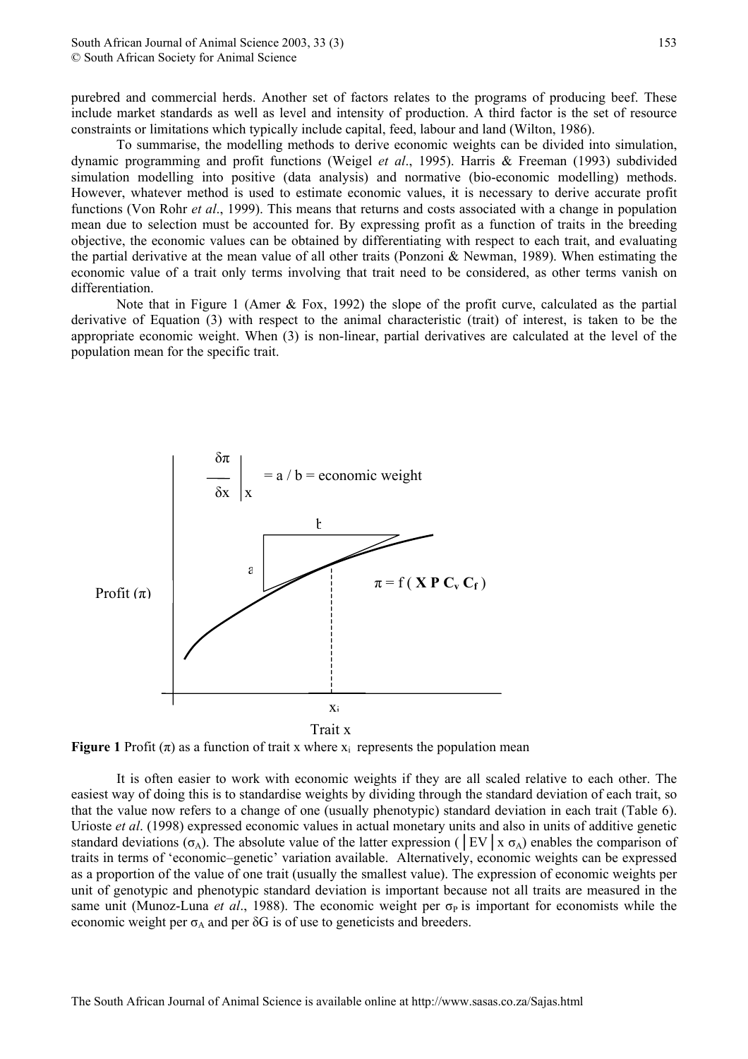purebred and commercial herds. Another set of factors relates to the programs of producing beef. These include market standards as well as level and intensity of production. A third factor is the set of resource constraints or limitations which typically include capital, feed, labour and land (Wilton, 1986).

To summarise, the modelling methods to derive economic weights can be divided into simulation, dynamic programming and profit functions (Weigel *et al*., 1995). Harris & Freeman (1993) subdivided simulation modelling into positive (data analysis) and normative (bio-economic modelling) methods. However, whatever method is used to estimate economic values, it is necessary to derive accurate profit functions (Von Rohr *et al*., 1999). This means that returns and costs associated with a change in population mean due to selection must be accounted for. By expressing profit as a function of traits in the breeding objective, the economic values can be obtained by differentiating with respect to each trait, and evaluating the partial derivative at the mean value of all other traits (Ponzoni & Newman, 1989). When estimating the economic value of a trait only terms involving that trait need to be considered, as other terms vanish on differentiation.

Note that in Figure 1 (Amer & Fox, 1992) the slope of the profit curve, calculated as the partial derivative of Equation (3) with respect to the animal characteristic (trait) of interest, is taken to be the appropriate economic weight. When (3) is non-linear, partial derivatives are calculated at the level of the population mean for the specific trait.

$$\left.\frac{\delta\pi}{\delta x}\right|_{x} = a / b = \text{economic weight}$$

$$\pi = f(\mathbf{X}\ \mathbf{P}\ \mathbf{C_v}\ \mathbf{C_f})$$

Profit ($\pi$)

$x_i$

Trait x

**Figure 1** Profit ($\pi$) as a function of trait x where $x_i$ represents the population mean

It is often easier to work with economic weights if they are all scaled relative to each other. The easiest way of doing this is to standardise weights by dividing through the standard deviation of each trait, so that the value now refers to a change of one (usually phenotypic) standard deviation in each trait (Table 6). Urioste *et al*. (1998) expressed economic values in actual monetary units and also in units of additive genetic standard deviations ($\sigma_A$). The absolute value of the latter expression ($|EV| \times \sigma_A$) enables the comparison of traits in terms of 'economic–genetic' variation available. Alternatively, economic weights can be expressed as a proportion of the value of one trait (usually the smallest value). The expression of economic weights per unit of genotypic and phenotypic standard deviation is important because not all traits are measured in the same unit (Munoz-Luna *et al*., 1988). The economic weight per $\sigma_P$ is important for economists while the economic weight per $\sigma_A$ and per $\delta G$ is of use to geneticists and breeders.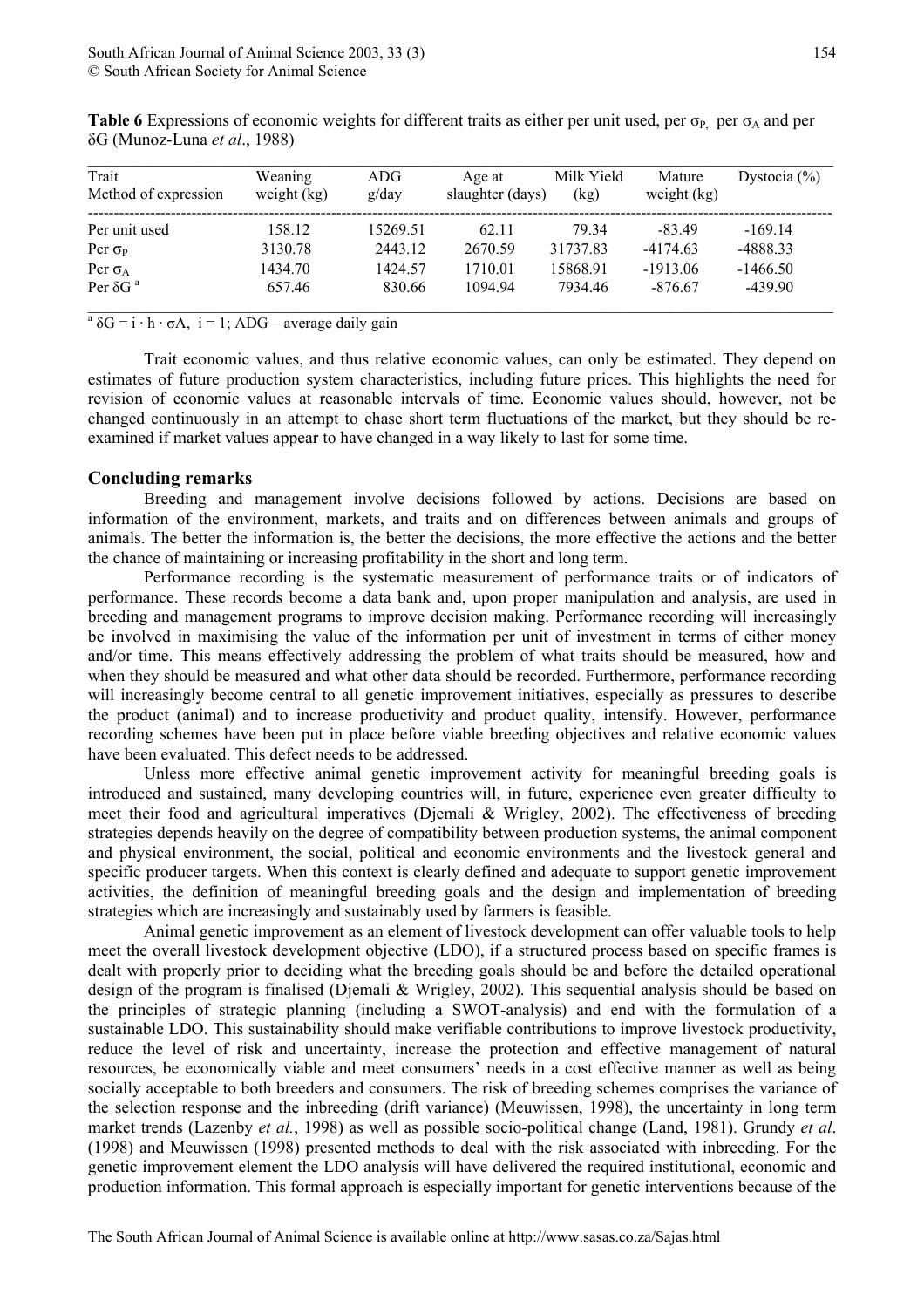**Table 6** Expressions of economic weights for different traits as either per unit used, per $\sigma_P$, per $\sigma_A$ and per $\delta G$ (Munoz-Luna *et al*., 1988)

| Trait<br>Method of expression | Weaning weight (kg) | ADG g/day | Age at slaughter (days) | Milk Yield (kg) | Mature weight (kg) | Dystocia (%) |
|---|---|---|---|---|---|---|
| Per unit used | 158.12 | 15269.51 | 62.11 | 79.34 | -83.49 | -169.14 |
| Per $\sigma_P$ | 3130.78 | 2443.12 | 2670.59 | 31737.83 | -4174.63 | -4888.33 |
| Per $\sigma_A$ | 1434.70 | 1424.57 | 1710.01 | 15868.91 | -1913.06 | -1466.50 |
| Per $\delta G$ [a] | 657.46 | 830.66 | 1094.94 | 7934.46 | -876.67 | -439.90 |

[a] $\delta G = i \cdot h \cdot \sigma A$, $i = 1$; ADG – average daily gain

Trait economic values, and thus relative economic values, can only be estimated. They depend on estimates of future production system characteristics, including future prices. This highlights the need for revision of economic values at reasonable intervals of time. Economic values should, however, not be changed continuously in an attempt to chase short term fluctuations of the market, but they should be re-examined if market values appear to have changed in a way likely to last for some time.

## Concluding remarks

Breeding and management involve decisions followed by actions. Decisions are based on information of the environment, markets, and traits and on differences between animals and groups of animals. The better the information is, the better the decisions, the more effective the actions and the better the chance of maintaining or increasing profitability in the short and long term.

Performance recording is the systematic measurement of performance traits or of indicators of performance. These records become a data bank and, upon proper manipulation and analysis, are used in breeding and management programs to improve decision making. Performance recording will increasingly be involved in maximising the value of the information per unit of investment in terms of either money and/or time. This means effectively addressing the problem of what traits should be measured, how and when they should be measured and what other data should be recorded. Furthermore, performance recording will increasingly become central to all genetic improvement initiatives, especially as pressures to describe the product (animal) and to increase productivity and product quality, intensify. However, performance recording schemes have been put in place before viable breeding objectives and relative economic values have been evaluated. This defect needs to be addressed.

Unless more effective animal genetic improvement activity for meaningful breeding goals is introduced and sustained, many developing countries will, in future, experience even greater difficulty to meet their food and agricultural imperatives (Djemali & Wrigley, 2002). The effectiveness of breeding strategies depends heavily on the degree of compatibility between production systems, the animal component and physical environment, the social, political and economic environments and the livestock general and specific producer targets. When this context is clearly defined and adequate to support genetic improvement activities, the definition of meaningful breeding goals and the design and implementation of breeding strategies which are increasingly and sustainably used by farmers is feasible.

Animal genetic improvement as an element of livestock development can offer valuable tools to help meet the overall livestock development objective (LDO), if a structured process based on specific frames is dealt with properly prior to deciding what the breeding goals should be and before the detailed operational design of the program is finalised (Djemali & Wrigley, 2002). This sequential analysis should be based on the principles of strategic planning (including a SWOT-analysis) and end with the formulation of a sustainable LDO. This sustainability should make verifiable contributions to improve livestock productivity, reduce the level of risk and uncertainty, increase the protection and effective management of natural resources, be economically viable and meet consumers' needs in a cost effective manner as well as being socially acceptable to both breeders and consumers. The risk of breeding schemes comprises the variance of the selection response and the inbreeding (drift variance) (Meuwissen, 1998), the uncertainty in long term market trends (Lazenby *et al.*, 1998) as well as possible socio-political change (Land, 1981). Grundy *et al*. (1998) and Meuwissen (1998) presented methods to deal with the risk associated with inbreeding. For the genetic improvement element the LDO analysis will have delivered the required institutional, economic and production information. This formal approach is especially important for genetic interventions because of the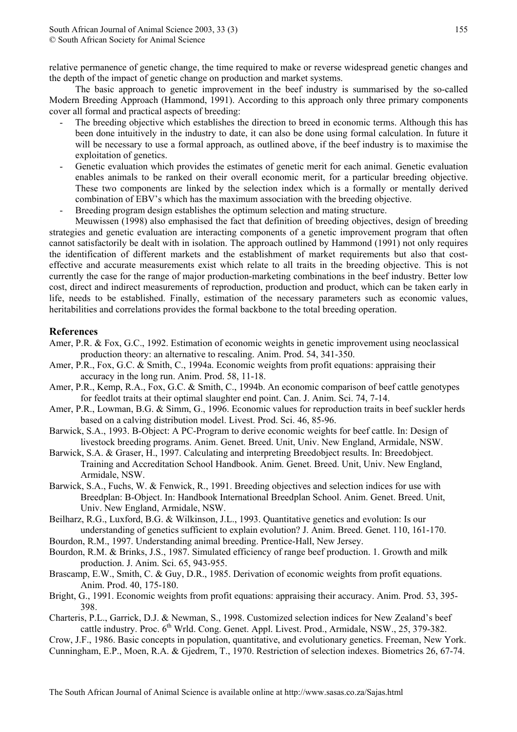relative permanence of genetic change, the time required to make or reverse widespread genetic changes and the depth of the impact of genetic change on production and market systems.

The basic approach to genetic improvement in the beef industry is summarised by the so-called Modern Breeding Approach (Hammond, 1991). According to this approach only three primary components cover all formal and practical aspects of breeding:

- The breeding objective which establishes the direction to breed in economic terms. Although this has been done intuitively in the industry to date, it can also be done using formal calculation. In future it will be necessary to use a formal approach, as outlined above, if the beef industry is to maximise the exploitation of genetics.
- Genetic evaluation which provides the estimates of genetic merit for each animal. Genetic evaluation enables animals to be ranked on their overall economic merit, for a particular breeding objective. These two components are linked by the selection index which is a formally or mentally derived combination of EBV's which has the maximum association with the breeding objective.
- Breeding program design establishes the optimum selection and mating structure.

Meuwissen (1998) also emphasised the fact that definition of breeding objectives, design of breeding strategies and genetic evaluation are interacting components of a genetic improvement program that often cannot satisfactorily be dealt with in isolation. The approach outlined by Hammond (1991) not only requires the identification of different markets and the establishment of market requirements but also that cost-effective and accurate measurements exist which relate to all traits in the breeding objective. This is not currently the case for the range of major production-marketing combinations in the beef industry. Better low cost, direct and indirect measurements of reproduction, production and product, which can be taken early in life, needs to be established. Finally, estimation of the necessary parameters such as economic values, heritabilities and correlations provides the formal backbone to the total breeding operation.

## References

Amer, P.R. & Fox, G.C., 1992. Estimation of economic weights in genetic improvement using neoclassical production theory: an alternative to rescaling. Anim. Prod. 54, 341-350.

Amer, P.R., Fox, G.C. & Smith, C., 1994a. Economic weights from profit equations: appraising their accuracy in the long run. Anim. Prod. 58, 11-18.

Amer, P.R., Kemp, R.A., Fox, G.C. & Smith, C., 1994b. An economic comparison of beef cattle genotypes for feedlot traits at their optimal slaughter end point. Can. J. Anim. Sci. 74, 7-14.

Amer, P.R., Lowman, B.G. & Simm, G., 1996. Economic values for reproduction traits in beef suckler herds based on a calving distribution model. Livest. Prod. Sci. 46, 85-96.

Barwick, S.A., 1993. B-Object: A PC-Program to derive economic weights for beef cattle. In: Design of livestock breeding programs. Anim. Genet. Breed. Unit, Univ. New England, Armidale, NSW.

Barwick, S.A. & Graser, H., 1997. Calculating and interpreting Breedobject results. In: Breedobject. Training and Accreditation School Handbook. Anim. Genet. Breed. Unit, Univ. New England, Armidale, NSW.

Barwick, S.A., Fuchs, W. & Fenwick, R., 1991. Breeding objectives and selection indices for use with Breedplan: B-Object. In: Handbook International Breedplan School. Anim. Genet. Breed. Unit, Univ. New England, Armidale, NSW.

Beilharz, R.G., Luxford, B.G. & Wilkinson, J.L., 1993. Quantitative genetics and evolution: Is our understanding of genetics sufficient to explain evolution? J. Anim. Breed. Genet. 110, 161-170.

Bourdon, R.M., 1997. Understanding animal breeding. Prentice-Hall, New Jersey.

Bourdon, R.M. & Brinks, J.S., 1987. Simulated efficiency of range beef production. 1. Growth and milk production. J. Anim. Sci. 65, 943-955.

Brascamp, E.W., Smith, C. & Guy, D.R., 1985. Derivation of economic weights from profit equations. Anim. Prod. 40, 175-180.

Bright, G., 1991. Economic weights from profit equations: appraising their accuracy. Anim. Prod. 53, 395-398.

Charteris, P.L., Garrick, D.J. & Newman, S., 1998. Customized selection indices for New Zealand's beef cattle industry. Proc. 6th Wrld. Cong. Genet. Appl. Livest. Prod., Armidale, NSW., 25, 379-382.

Crow, J.F., 1986. Basic concepts in population, quantitative, and evolutionary genetics. Freeman, New York.

Cunningham, E.P., Moen, R.A. & Gjedrem, T., 1970. Restriction of selection indexes. Biometrics 26, 67-74.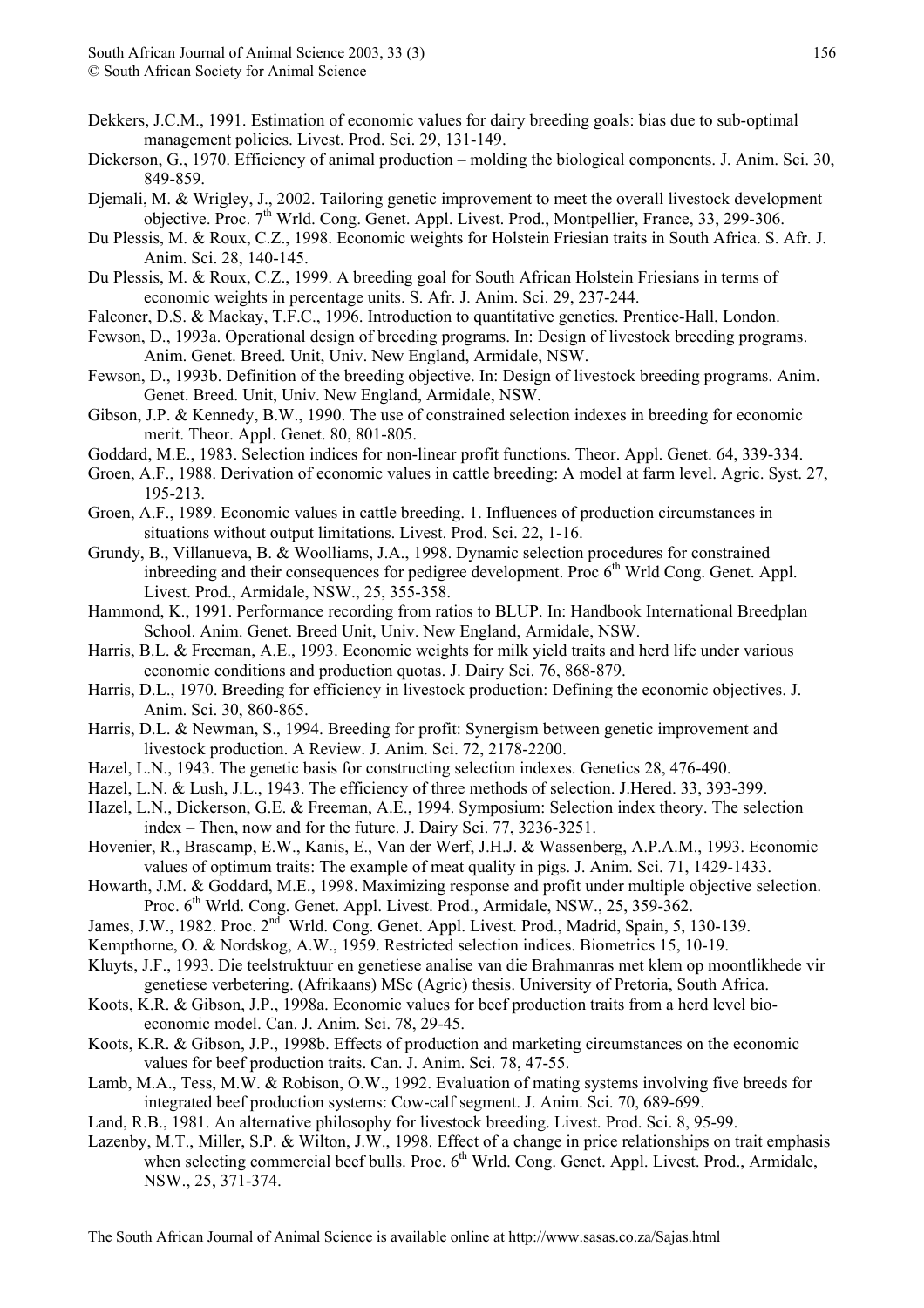Dekkers, J.C.M., 1991. Estimation of economic values for dairy breeding goals: bias due to sub-optimal management policies. Livest. Prod. Sci. 29, 131-149.

Dickerson, G., 1970. Efficiency of animal production – molding the biological components. J. Anim. Sci. 30, 849-859.

Djemali, M. & Wrigley, J., 2002. Tailoring genetic improvement to meet the overall livestock development objective. Proc. 7th Wrld. Cong. Genet. Appl. Livest. Prod., Montpellier, France, 33, 299-306.

Du Plessis, M. & Roux, C.Z., 1998. Economic weights for Holstein Friesian traits in South Africa. S. Afr. J. Anim. Sci. 28, 140-145.

Du Plessis, M. & Roux, C.Z., 1999. A breeding goal for South African Holstein Friesians in terms of economic weights in percentage units. S. Afr. J. Anim. Sci. 29, 237-244.

Falconer, D.S. & Mackay, T.F.C., 1996. Introduction to quantitative genetics. Prentice-Hall, London.

Fewson, D., 1993a. Operational design of breeding programs. In: Design of livestock breeding programs. Anim. Genet. Breed. Unit, Univ. New England, Armidale, NSW.

Fewson, D., 1993b. Definition of the breeding objective. In: Design of livestock breeding programs. Anim. Genet. Breed. Unit, Univ. New England, Armidale, NSW.

Gibson, J.P. & Kennedy, B.W., 1990. The use of constrained selection indexes in breeding for economic merit. Theor. Appl. Genet. 80, 801-805.

Goddard, M.E., 1983. Selection indices for non-linear profit functions. Theor. Appl. Genet. 64, 339-334.

Groen, A.F., 1988. Derivation of economic values in cattle breeding: A model at farm level. Agric. Syst. 27, 195-213.

Groen, A.F., 1989. Economic values in cattle breeding. 1. Influences of production circumstances in situations without output limitations. Livest. Prod. Sci. 22, 1-16.

Grundy, B., Villanueva, B. & Woolliams, J.A., 1998. Dynamic selection procedures for constrained inbreeding and their consequences for pedigree development. Proc 6th Wrld Cong. Genet. Appl. Livest. Prod., Armidale, NSW., 25, 355-358.

Hammond, K., 1991. Performance recording from ratios to BLUP. In: Handbook International Breedplan School. Anim. Genet. Breed Unit, Univ. New England, Armidale, NSW.

Harris, B.L. & Freeman, A.E., 1993. Economic weights for milk yield traits and herd life under various economic conditions and production quotas. J. Dairy Sci. 76, 868-879.

Harris, D.L., 1970. Breeding for efficiency in livestock production: Defining the economic objectives. J. Anim. Sci. 30, 860-865.

Harris, D.L. & Newman, S., 1994. Breeding for profit: Synergism between genetic improvement and livestock production. A Review. J. Anim. Sci. 72, 2178-2200.

Hazel, L.N., 1943. The genetic basis for constructing selection indexes. Genetics 28, 476-490.

Hazel, L.N. & Lush, J.L., 1943. The efficiency of three methods of selection. J.Hered. 33, 393-399.

Hazel, L.N., Dickerson, G.E. & Freeman, A.E., 1994. Symposium: Selection index theory. The selection index – Then, now and for the future. J. Dairy Sci. 77, 3236-3251.

Hovenier, R., Brascamp, E.W., Kanis, E., Van der Werf, J.H.J. & Wassenberg, A.P.A.M., 1993. Economic values of optimum traits: The example of meat quality in pigs. J. Anim. Sci. 71, 1429-1433.

Howarth, J.M. & Goddard, M.E., 1998. Maximizing response and profit under multiple objective selection. Proc. 6th Wrld. Cong. Genet. Appl. Livest. Prod., Armidale, NSW., 25, 359-362.

James, J.W., 1982. Proc. 2nd Wrld. Cong. Genet. Appl. Livest. Prod., Madrid, Spain, 5, 130-139.

Kempthorne, O. & Nordskog, A.W., 1959. Restricted selection indices. Biometrics 15, 10-19.

Kluyts, J.F., 1993. Die teelstruktuur en genetiese analise van die Brahmanras met klem op moontlikhede vir genetiese verbetering. (Afrikaans) MSc (Agric) thesis. University of Pretoria, South Africa.

Koots, K.R. & Gibson, J.P., 1998a. Economic values for beef production traits from a herd level bio-economic model. Can. J. Anim. Sci. 78, 29-45.

Koots, K.R. & Gibson, J.P., 1998b. Effects of production and marketing circumstances on the economic values for beef production traits. Can. J. Anim. Sci. 78, 47-55.

Lamb, M.A., Tess, M.W. & Robison, O.W., 1992. Evaluation of mating systems involving five breeds for integrated beef production systems: Cow-calf segment. J. Anim. Sci. 70, 689-699.

Land, R.B., 1981. An alternative philosophy for livestock breeding. Livest. Prod. Sci. 8, 95-99.

Lazenby, M.T., Miller, S.P. & Wilton, J.W., 1998. Effect of a change in price relationships on trait emphasis when selecting commercial beef bulls. Proc. 6th Wrld. Cong. Genet. Appl. Livest. Prod., Armidale, NSW., 25, 371-374.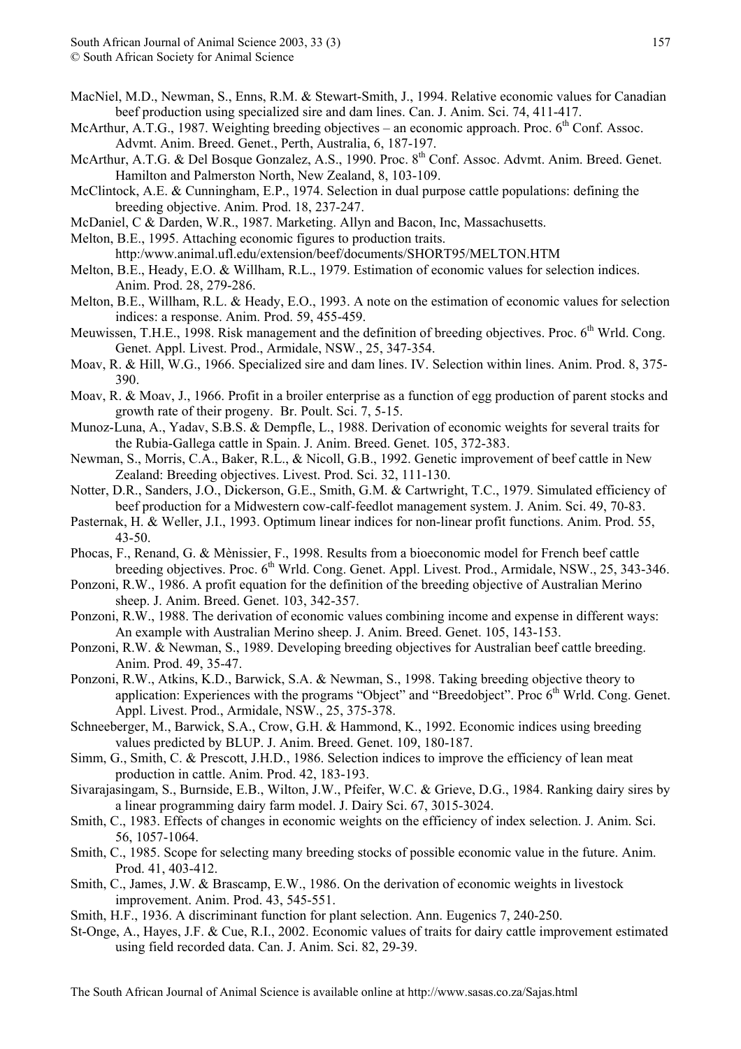MacNiel, M.D., Newman, S., Enns, R.M. & Stewart-Smith, J., 1994. Relative economic values for Canadian beef production using specialized sire and dam lines. Can. J. Anim. Sci. 74, 411-417.

McArthur, A.T.G., 1987. Weighting breeding objectives – an economic approach. Proc. 6th Conf. Assoc. Advmt. Anim. Breed. Genet., Perth, Australia, 6, 187-197.

McArthur, A.T.G. & Del Bosque Gonzalez, A.S., 1990. Proc. 8th Conf. Assoc. Advmt. Anim. Breed. Genet. Hamilton and Palmerston North, New Zealand, 8, 103-109.

McClintock, A.E. & Cunningham, E.P., 1974. Selection in dual purpose cattle populations: defining the breeding objective. Anim. Prod. 18, 237-247.

McDaniel, C & Darden, W.R., 1987. Marketing. Allyn and Bacon, Inc, Massachusetts.

Melton, B.E., 1995. Attaching economic figures to production traits. http:/www.animal.ufl.edu/extension/beef/documents/SHORT95/MELTON.HTM

Melton, B.E., Heady, E.O. & Willham, R.L., 1979. Estimation of economic values for selection indices. Anim. Prod. 28, 279-286.

Melton, B.E., Willham, R.L. & Heady, E.O., 1993. A note on the estimation of economic values for selection indices: a response. Anim. Prod. 59, 455-459.

Meuwissen, T.H.E., 1998. Risk management and the definition of breeding objectives. Proc. 6th Wrld. Cong. Genet. Appl. Livest. Prod., Armidale, NSW., 25, 347-354.

Moav, R. & Hill, W.G., 1966. Specialized sire and dam lines. IV. Selection within lines. Anim. Prod. 8, 375-390.

Moav, R. & Moav, J., 1966. Profit in a broiler enterprise as a function of egg production of parent stocks and growth rate of their progeny. Br. Poult. Sci. 7, 5-15.

Munoz-Luna, A., Yadav, S.B.S. & Dempfle, L., 1988. Derivation of economic weights for several traits for the Rubia-Gallega cattle in Spain. J. Anim. Breed. Genet. 105, 372-383.

Newman, S., Morris, C.A., Baker, R.L., & Nicoll, G.B., 1992. Genetic improvement of beef cattle in New Zealand: Breeding objectives. Livest. Prod. Sci. 32, 111-130.

Notter, D.R., Sanders, J.O., Dickerson, G.E., Smith, G.M. & Cartwright, T.C., 1979. Simulated efficiency of beef production for a Midwestern cow-calf-feedlot management system. J. Anim. Sci. 49, 70-83.

Pasternak, H. & Weller, J.I., 1993. Optimum linear indices for non-linear profit functions. Anim. Prod. 55, 43-50.

Phocas, F., Renand, G. & Mènissier, F., 1998. Results from a bioeconomic model for French beef cattle breeding objectives. Proc. 6th Wrld. Cong. Genet. Appl. Livest. Prod., Armidale, NSW., 25, 343-346.

Ponzoni, R.W., 1986. A profit equation for the definition of the breeding objective of Australian Merino sheep. J. Anim. Breed. Genet. 103, 342-357.

Ponzoni, R.W., 1988. The derivation of economic values combining income and expense in different ways: An example with Australian Merino sheep. J. Anim. Breed. Genet. 105, 143-153.

Ponzoni, R.W. & Newman, S., 1989. Developing breeding objectives for Australian beef cattle breeding. Anim. Prod. 49, 35-47.

Ponzoni, R.W., Atkins, K.D., Barwick, S.A. & Newman, S., 1998. Taking breeding objective theory to application: Experiences with the programs "Object" and "Breedobject". Proc 6th Wrld. Cong. Genet. Appl. Livest. Prod., Armidale, NSW., 25, 375-378.

Schneeberger, M., Barwick, S.A., Crow, G.H. & Hammond, K., 1992. Economic indices using breeding values predicted by BLUP. J. Anim. Breed. Genet. 109, 180-187.

Simm, G., Smith, C. & Prescott, J.H.D., 1986. Selection indices to improve the efficiency of lean meat production in cattle. Anim. Prod. 42, 183-193.

Sivarajasingam, S., Burnside, E.B., Wilton, J.W., Pfeifer, W.C. & Grieve, D.G., 1984. Ranking dairy sires by a linear programming dairy farm model. J. Dairy Sci. 67, 3015-3024.

Smith, C., 1983. Effects of changes in economic weights on the efficiency of index selection. J. Anim. Sci. 56, 1057-1064.

Smith, C., 1985. Scope for selecting many breeding stocks of possible economic value in the future. Anim. Prod. 41, 403-412.

Smith, C., James, J.W. & Brascamp, E.W., 1986. On the derivation of economic weights in livestock improvement. Anim. Prod. 43, 545-551.

Smith, H.F., 1936. A discriminant function for plant selection. Ann. Eugenics 7, 240-250.

St-Onge, A., Hayes, J.F. & Cue, R.I., 2002. Economic values of traits for dairy cattle improvement estimated using field recorded data. Can. J. Anim. Sci. 82, 29-39.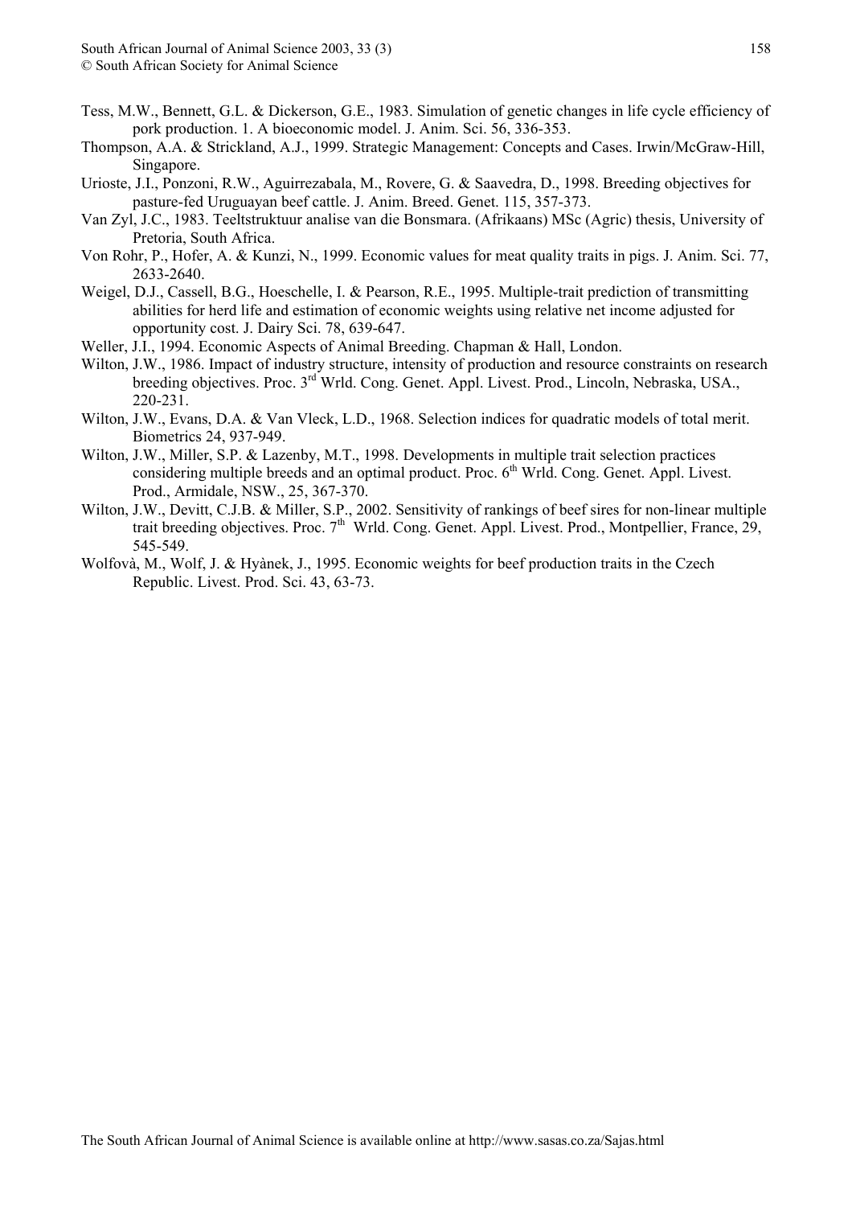Tess, M.W., Bennett, G.L. & Dickerson, G.E., 1983. Simulation of genetic changes in life cycle efficiency of pork production. 1. A bioeconomic model. J. Anim. Sci. 56, 336-353.

Thompson, A.A. & Strickland, A.J., 1999. Strategic Management: Concepts and Cases. Irwin/McGraw-Hill, Singapore.

Urioste, J.I., Ponzoni, R.W., Aguirrezabala, M., Rovere, G. & Saavedra, D., 1998. Breeding objectives for pasture-fed Uruguayan beef cattle. J. Anim. Breed. Genet. 115, 357-373.

Van Zyl, J.C., 1983. Teeltstruktuur analise van die Bonsmara. (Afrikaans) MSc (Agric) thesis, University of Pretoria, South Africa.

Von Rohr, P., Hofer, A. & Kunzi, N., 1999. Economic values for meat quality traits in pigs. J. Anim. Sci. 77, 2633-2640.

Weigel, D.J., Cassell, B.G., Hoeschelle, I. & Pearson, R.E., 1995. Multiple-trait prediction of transmitting abilities for herd life and estimation of economic weights using relative net income adjusted for opportunity cost. J. Dairy Sci. 78, 639-647.

Weller, J.I., 1994. Economic Aspects of Animal Breeding. Chapman & Hall, London.

Wilton, J.W., 1986. Impact of industry structure, intensity of production and resource constraints on research breeding objectives. Proc. 3rd Wrld. Cong. Genet. Appl. Livest. Prod., Lincoln, Nebraska, USA., 220-231.

Wilton, J.W., Evans, D.A. & Van Vleck, L.D., 1968. Selection indices for quadratic models of total merit. Biometrics 24, 937-949.

Wilton, J.W., Miller, S.P. & Lazenby, M.T., 1998. Developments in multiple trait selection practices considering multiple breeds and an optimal product. Proc. 6th Wrld. Cong. Genet. Appl. Livest. Prod., Armidale, NSW., 25, 367-370.

Wilton, J.W., Devitt, C.J.B. & Miller, S.P., 2002. Sensitivity of rankings of beef sires for non-linear multiple trait breeding objectives. Proc. 7th Wrld. Cong. Genet. Appl. Livest. Prod., Montpellier, France, 29, 545-549.

Wolfovà, M., Wolf, J. & Hyànek, J., 1995. Economic weights for beef production traits in the Czech Republic. Livest. Prod. Sci. 43, 63-73.